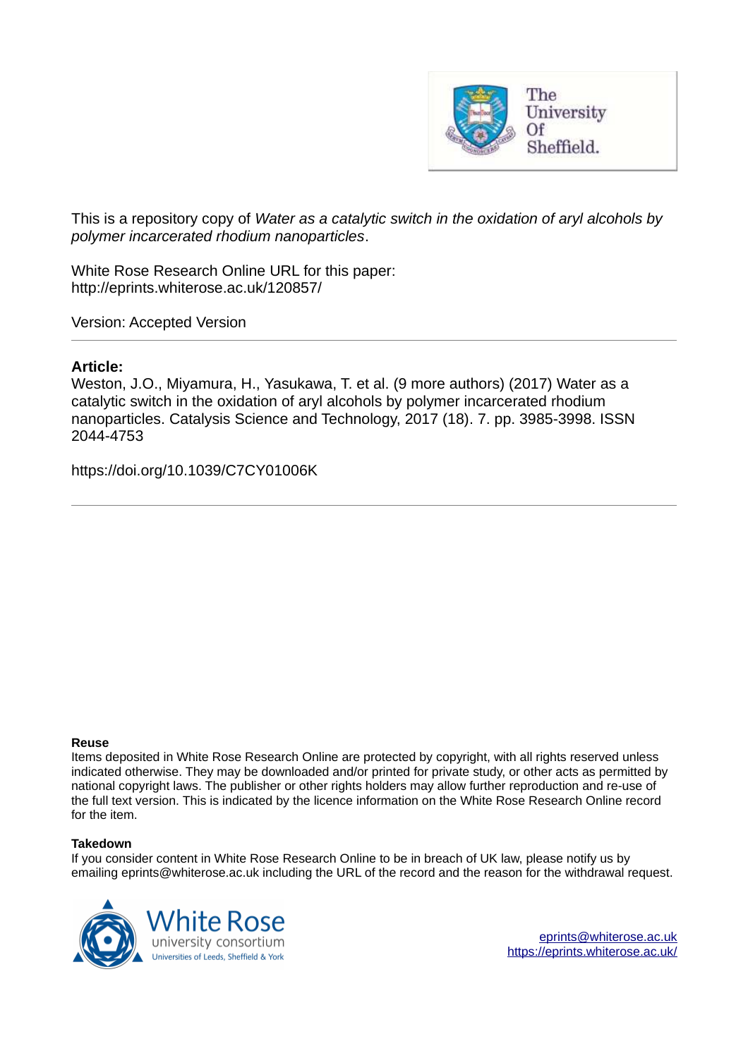This is a repository copy of *Water as a catalytic switch in the oxidation of aryl alcohols by polymer incarcerated rhodium nanoparticles*.

White Rose Research Online URL for this paper:
http://eprints.whiterose.ac.uk/120857/

Version: Accepted Version

**Article:**

Weston, J.O., Miyamura, H., Yasukawa, T. et al. (9 more authors) (2017) Water as a catalytic switch in the oxidation of aryl alcohols by polymer incarcerated rhodium nanoparticles. Catalysis Science and Technology, 2017 (18). 7. pp. 3985-3998. ISSN 2044-4753

https://doi.org/10.1039/C7CY01006K

**Reuse**

Items deposited in White Rose Research Online are protected by copyright, with all rights reserved unless indicated otherwise. They may be downloaded and/or printed for private study, or other acts as permitted by national copyright laws. The publisher or other rights holders may allow further reproduction and re-use of the full text version. This is indicated by the licence information on the White Rose Research Online record for the item.

**Takedown**

If you consider content in White Rose Research Online to be in breach of UK law, please notify us by emailing eprints@whiterose.ac.uk including the URL of the record and the reason for the withdrawal request.

eprints@whiterose.ac.uk
https://eprints.whiterose.ac.uk/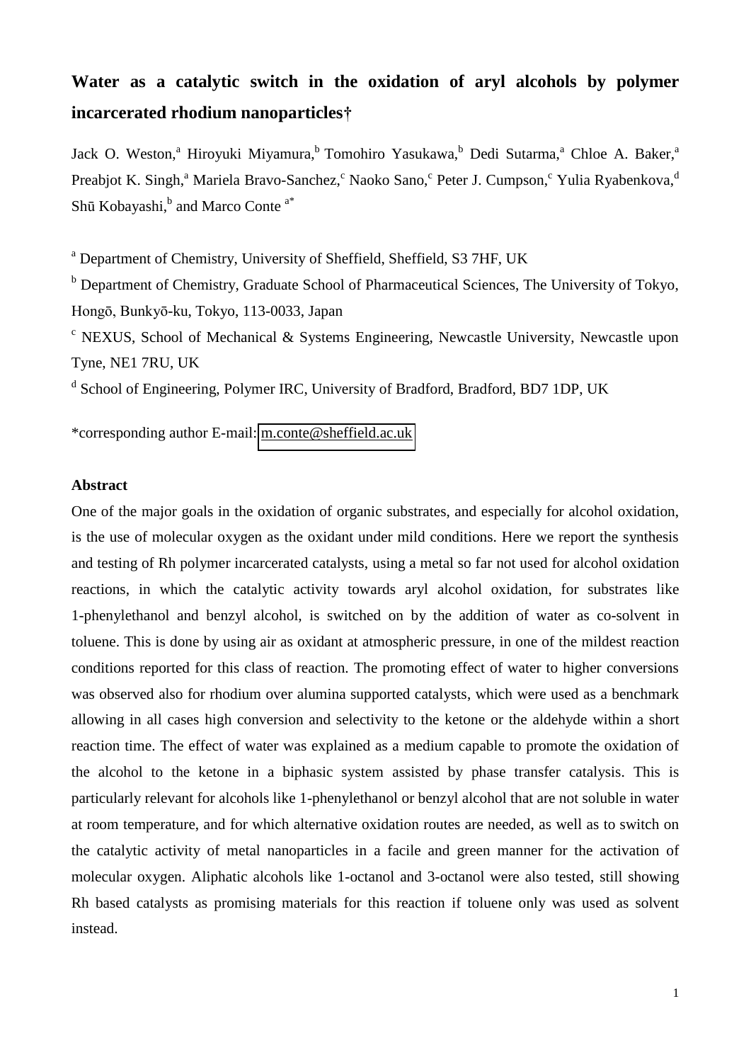# Water as a catalytic switch in the oxidation of aryl alcohols by polymer incarcerated rhodium nanoparticles†

Jack O. Weston,[a] Hiroyuki Miyamura,[b] Tomohiro Yasukawa,[b] Dedi Sutarma,[a] Chloe A. Baker,[a] Preabjot K. Singh,[a] Mariela Bravo-Sanchez,[c] Naoko Sano,[c] Peter J. Cumpson,[c] Yulia Ryabenkova,[d] Shū Kobayashi,[b] and Marco Conte [a*]

[a] Department of Chemistry, University of Sheffield, Sheffield, S3 7HF, UK

[b] Department of Chemistry, Graduate School of Pharmaceutical Sciences, The University of Tokyo, Hongō, Bunkyō-ku, Tokyo, 113-0033, Japan

[c] NEXUS, School of Mechanical & Systems Engineering, Newcastle University, Newcastle upon Tyne, NE1 7RU, UK

[d] School of Engineering, Polymer IRC, University of Bradford, Bradford, BD7 1DP, UK

*corresponding author E-mail: m.conte@sheffield.ac.uk

## Abstract

One of the major goals in the oxidation of organic substrates, and especially for alcohol oxidation, is the use of molecular oxygen as the oxidant under mild conditions. Here we report the synthesis and testing of Rh polymer incarcerated catalysts, using a metal so far not used for alcohol oxidation reactions, in which the catalytic activity towards aryl alcohol oxidation, for substrates like 1-phenylethanol and benzyl alcohol, is switched on by the addition of water as co-solvent in toluene. This is done by using air as oxidant at atmospheric pressure, in one of the mildest reaction conditions reported for this class of reaction. The promoting effect of water to higher conversions was observed also for rhodium over alumina supported catalysts, which were used as a benchmark allowing in all cases high conversion and selectivity to the ketone or the aldehyde within a short reaction time. The effect of water was explained as a medium capable to promote the oxidation of the alcohol to the ketone in a biphasic system assisted by phase transfer catalysis. This is particularly relevant for alcohols like 1-phenylethanol or benzyl alcohol that are not soluble in water at room temperature, and for which alternative oxidation routes are needed, as well as to switch on the catalytic activity of metal nanoparticles in a facile and green manner for the activation of molecular oxygen. Aliphatic alcohols like 1-octanol and 3-octanol were also tested, still showing Rh based catalysts as promising materials for this reaction if toluene only was used as solvent instead.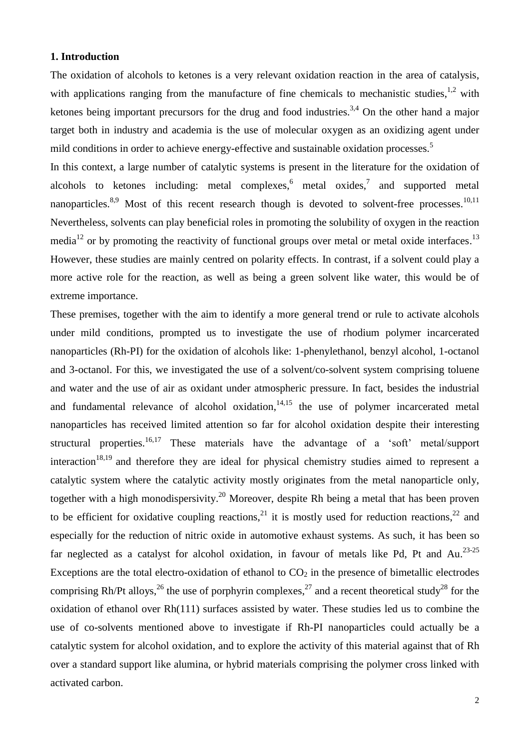## 1. Introduction

The oxidation of alcohols to ketones is a very relevant oxidation reaction in the area of catalysis, with applications ranging from the manufacture of fine chemicals to mechanistic studies,[1,2] with ketones being important precursors for the drug and food industries.[3,4] On the other hand a major target both in industry and academia is the use of molecular oxygen as an oxidizing agent under mild conditions in order to achieve energy-effective and sustainable oxidation processes.[5]

In this context, a large number of catalytic systems is present in the literature for the oxidation of alcohols to ketones including: metal complexes,[6] metal oxides,[7] and supported metal nanoparticles.[8,9] Most of this recent research though is devoted to solvent-free processes.[10,11] Nevertheless, solvents can play beneficial roles in promoting the solubility of oxygen in the reaction media[12] or by promoting the reactivity of functional groups over metal or metal oxide interfaces.[13] However, these studies are mainly centred on polarity effects. In contrast, if a solvent could play a more active role for the reaction, as well as being a green solvent like water, this would be of extreme importance.

These premises, together with the aim to identify a more general trend or rule to activate alcohols under mild conditions, prompted us to investigate the use of rhodium polymer incarcerated nanoparticles (Rh-PI) for the oxidation of alcohols like: 1-phenylethanol, benzyl alcohol, 1-octanol and 3-octanol. For this, we investigated the use of a solvent/co-solvent system comprising toluene and water and the use of air as oxidant under atmospheric pressure. In fact, besides the industrial and fundamental relevance of alcohol oxidation,[14,15] the use of polymer incarcerated metal nanoparticles has received limited attention so far for alcohol oxidation despite their interesting structural properties.[16,17] These materials have the advantage of a 'soft' metal/support interaction[18,19] and therefore they are ideal for physical chemistry studies aimed to represent a catalytic system where the catalytic activity mostly originates from the metal nanoparticle only, together with a high monodispersivity.[20] Moreover, despite Rh being a metal that has been proven to be efficient for oxidative coupling reactions,[21] it is mostly used for reduction reactions,[22] and especially for the reduction of nitric oxide in automotive exhaust systems. As such, it has been so far neglected as a catalyst for alcohol oxidation, in favour of metals like Pd, Pt and Au.[23-25] Exceptions are the total electro-oxidation of ethanol to $CO_2$ in the presence of bimetallic electrodes comprising Rh/Pt alloys,[26] the use of porphyrin complexes,[27] and a recent theoretical study[28] for the oxidation of ethanol over Rh(111) surfaces assisted by water. These studies led us to combine the use of co-solvents mentioned above to investigate if Rh-PI nanoparticles could actually be a catalytic system for alcohol oxidation, and to explore the activity of this material against that of Rh over a standard support like alumina, or hybrid materials comprising the polymer cross linked with activated carbon.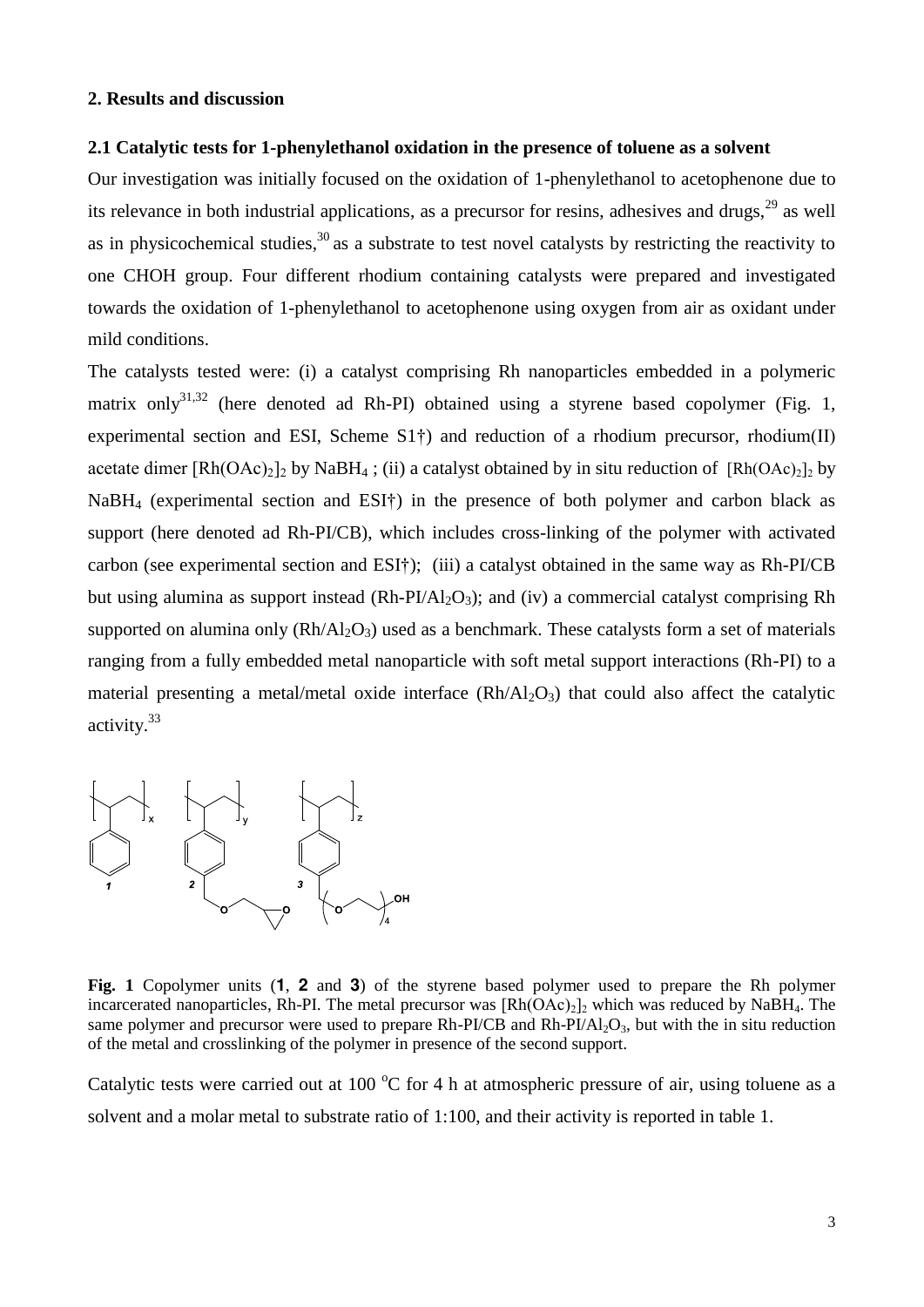## 2. Results and discussion

### 2.1 Catalytic tests for 1-phenylethanol oxidation in the presence of toluene as a solvent

Our investigation was initially focused on the oxidation of 1-phenylethanol to acetophenone due to its relevance in both industrial applications, as a precursor for resins, adhesives and drugs,[29] as well as in physicochemical studies,[30] as a substrate to test novel catalysts by restricting the reactivity to one CHOH group. Four different rhodium containing catalysts were prepared and investigated towards the oxidation of 1-phenylethanol to acetophenone using oxygen from air as oxidant under mild conditions.

The catalysts tested were: (i) a catalyst comprising Rh nanoparticles embedded in a polymeric matrix only[31,32] (here denoted ad Rh-PI) obtained using a styrene based copolymer (Fig. 1, experimental section and ESI, Scheme S1†) and reduction of a rhodium precursor, rhodium(II) acetate dimer $[Rh(OAc)_2]_2$ by $NaBH_4$ ; (ii) a catalyst obtained by in situ reduction of $[Rh(OAc)_2]_2$ by $NaBH_4$ (experimental section and ESI†) in the presence of both polymer and carbon black as support (here denoted ad Rh-PI/CB), which includes cross-linking of the polymer with activated carbon (see experimental section and ESI†); (iii) a catalyst obtained in the same way as Rh-PI/CB but using alumina as support instead (Rh-PI/$Al_2O_3$); and (iv) a commercial catalyst comprising Rh supported on alumina only (Rh/$Al_2O_3$) used as a benchmark. These catalysts form a set of materials ranging from a fully embedded metal nanoparticle with soft metal support interactions (Rh-PI) to a material presenting a metal/metal oxide interface (Rh/$Al_2O_3$) that could also affect the catalytic activity.[33]

**Fig. 1** Copolymer units (**1**, **2** and **3**) of the styrene based polymer used to prepare the Rh polymer incarcerated nanoparticles, Rh-PI. The metal precursor was $[Rh(OAc)_2]_2$ which was reduced by $NaBH_4$. The same polymer and precursor were used to prepare Rh-PI/CB and Rh-PI/$Al_2O_3$, but with the in situ reduction of the metal and crosslinking of the polymer in presence of the second support.

Catalytic tests were carried out at 100 °C for 4 h at atmospheric pressure of air, using toluene as a solvent and a molar metal to substrate ratio of 1:100, and their activity is reported in table 1.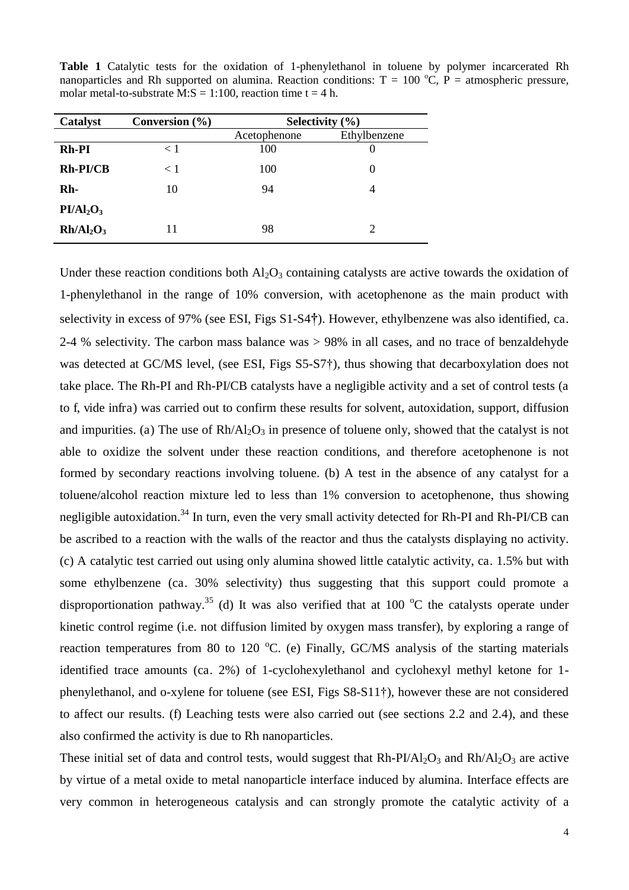**Table 1** Catalytic tests for the oxidation of 1-phenylethanol in toluene by polymer incarcerated Rh nanoparticles and Rh supported on alumina. Reaction conditions: T = 100 °C, P = atmospheric pressure, molar metal-to-substrate M:S = 1:100, reaction time t = 4 h.

| Catalyst | Conversion (%) | Selectivity (%) | |
|---|---|---|---|
| | | Acetophenone | Ethylbenzene |
| **Rh-PI** | < 1 | 100 | 0 |
| **Rh-PI/CB** | < 1 | 100 | 0 |
| **Rh-PI/$Al_2O_3$** | 10 | 94 | 4 |
| **Rh/$Al_2O_3$** | 11 | 98 | 2 |

Under these reaction conditions both $Al_2O_3$ containing catalysts are active towards the oxidation of 1-phenylethanol in the range of 10% conversion, with acetophenone as the main product with selectivity in excess of 97% (see ESI, Figs S1-S4†). However, ethylbenzene was also identified, ca. 2-4 % selectivity. The carbon mass balance was > 98% in all cases, and no trace of benzaldehyde was detected at GC/MS level, (see ESI, Figs S5-S7†), thus showing that decarboxylation does not take place. The Rh-PI and Rh-PI/CB catalysts have a negligible activity and a set of control tests (a to f, vide infra) was carried out to confirm these results for solvent, autoxidation, support, diffusion and impurities. (a) The use of Rh/$Al_2O_3$ in presence of toluene only, showed that the catalyst is not able to oxidize the solvent under these reaction conditions, and therefore acetophenone is not formed by secondary reactions involving toluene. (b) A test in the absence of any catalyst for a toluene/alcohol reaction mixture led to less than 1% conversion to acetophenone, thus showing negligible autoxidation.[34] In turn, even the very small activity detected for Rh-PI and Rh-PI/CB can be ascribed to a reaction with the walls of the reactor and thus the catalysts displaying no activity. (c) A catalytic test carried out using only alumina showed little catalytic activity, ca. 1.5% but with some ethylbenzene (ca. 30% selectivity) thus suggesting that this support could promote a disproportionation pathway.[35] (d) It was also verified that at 100 °C the catalysts operate under kinetic control regime (i.e. not diffusion limited by oxygen mass transfer), by exploring a range of reaction temperatures from 80 to 120 °C. (e) Finally, GC/MS analysis of the starting materials identified trace amounts (ca. 2%) of 1-cyclohexylethanol and cyclohexyl methyl ketone for 1-phenylethanol, and o-xylene for toluene (see ESI, Figs S8-S11†), however these are not considered to affect our results. (f) Leaching tests were also carried out (see sections 2.2 and 2.4), and these also confirmed the activity is due to Rh nanoparticles.

These initial set of data and control tests, would suggest that Rh-PI/$Al_2O_3$ and Rh/$Al_2O_3$ are active by virtue of a metal oxide to metal nanoparticle interface induced by alumina. Interface effects are very common in heterogeneous catalysis and can strongly promote the catalytic activity of a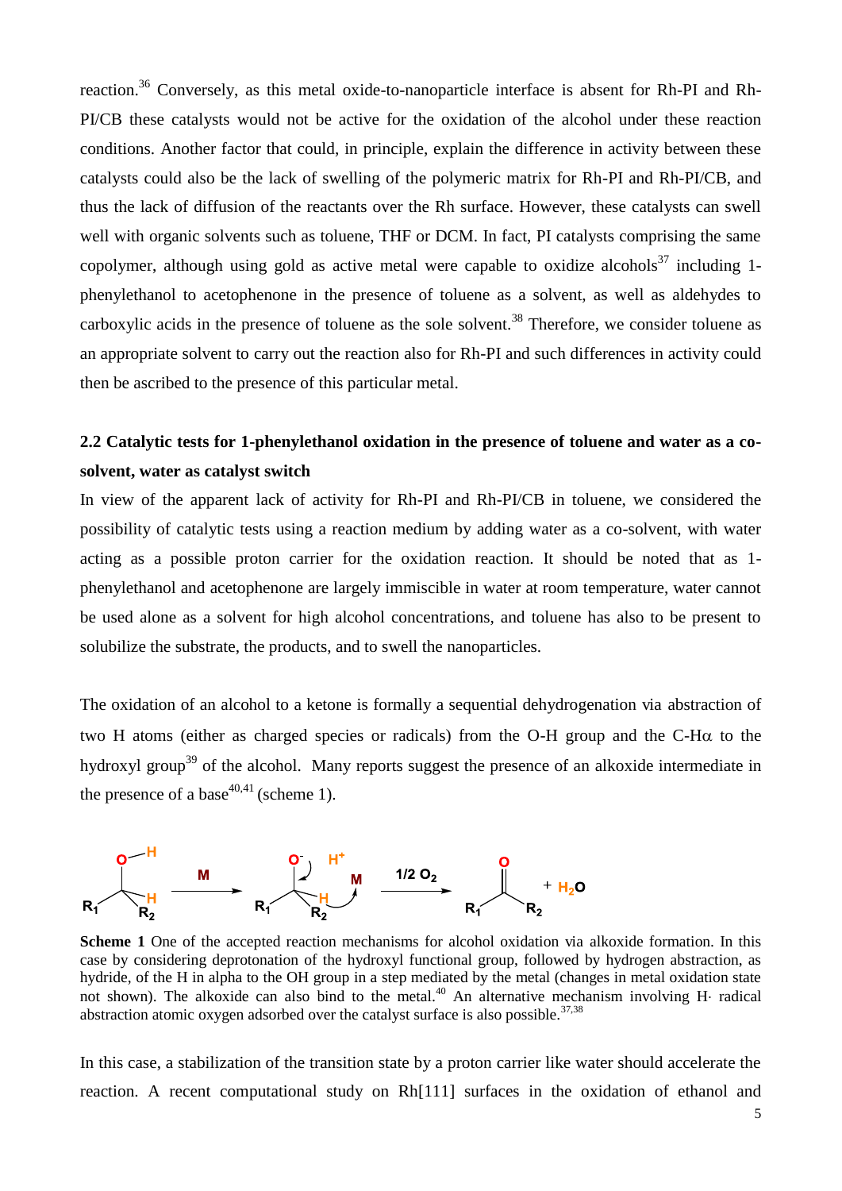reaction.[36] Conversely, as this metal oxide-to-nanoparticle interface is absent for Rh-PI and Rh-PI/CB these catalysts would not be active for the oxidation of the alcohol under these reaction conditions. Another factor that could, in principle, explain the difference in activity between these catalysts could also be the lack of swelling of the polymeric matrix for Rh-PI and Rh-PI/CB, and thus the lack of diffusion of the reactants over the Rh surface. However, these catalysts can swell well with organic solvents such as toluene, THF or DCM. In fact, PI catalysts comprising the same copolymer, although using gold as active metal were capable to oxidize alcohols[37] including 1-phenylethanol to acetophenone in the presence of toluene as a solvent, as well as aldehydes to carboxylic acids in the presence of toluene as the sole solvent.[38] Therefore, we consider toluene as an appropriate solvent to carry out the reaction also for Rh-PI and such differences in activity could then be ascribed to the presence of this particular metal.

## 2.2 Catalytic tests for 1-phenylethanol oxidation in the presence of toluene and water as a co-solvent, water as catalyst switch

In view of the apparent lack of activity for Rh-PI and Rh-PI/CB in toluene, we considered the possibility of catalytic tests using a reaction medium by adding water as a co-solvent, with water acting as a possible proton carrier for the oxidation reaction. It should be noted that as 1-phenylethanol and acetophenone are largely immiscible in water at room temperature, water cannot be used alone as a solvent for high alcohol concentrations, and toluene has also to be present to solubilize the substrate, the products, and to swell the nanoparticles.

The oxidation of an alcohol to a ketone is formally a sequential dehydrogenation via abstraction of two H atoms (either as charged species or radicals) from the O-H group and the C-H$\alpha$ to the hydroxyl group[39] of the alcohol. Many reports suggest the presence of an alkoxide intermediate in the presence of a base[40,41] (scheme 1).

**Scheme 1** One of the accepted reaction mechanisms for alcohol oxidation via alkoxide formation. In this case by considering deprotonation of the hydroxyl functional group, followed by hydrogen abstraction, as hydride, of the H in alpha to the OH group in a step mediated by the metal (changes in metal oxidation state not shown). The alkoxide can also bind to the metal.[40] An alternative mechanism involving H· radical abstraction atomic oxygen adsorbed over the catalyst surface is also possible.[37,38]

In this case, a stabilization of the transition state by a proton carrier like water should accelerate the reaction. A recent computational study on Rh[111] surfaces in the oxidation of ethanol and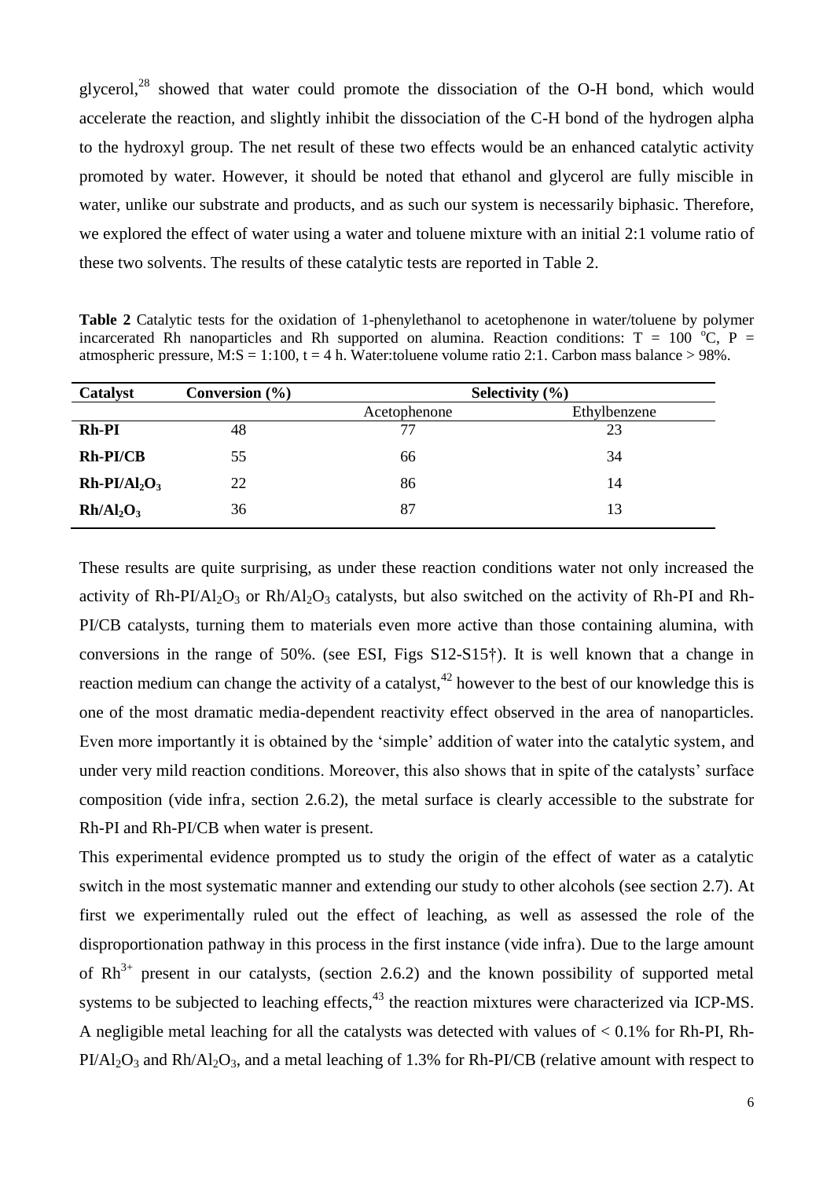glycerol,[28] showed that water could promote the dissociation of the O-H bond, which would accelerate the reaction, and slightly inhibit the dissociation of the C-H bond of the hydrogen alpha to the hydroxyl group. The net result of these two effects would be an enhanced catalytic activity promoted by water. However, it should be noted that ethanol and glycerol are fully miscible in water, unlike our substrate and products, and as such our system is necessarily biphasic. Therefore, we explored the effect of water using a water and toluene mixture with an initial 2:1 volume ratio of these two solvents. The results of these catalytic tests are reported in Table 2.

**Table 2** Catalytic tests for the oxidation of 1-phenylethanol to acetophenone in water/toluene by polymer incarcerated Rh nanoparticles and Rh supported on alumina. Reaction conditions: T = 100 °C, P = atmospheric pressure, M:S = 1:100, t = 4 h. Water:toluene volume ratio 2:1. Carbon mass balance > 98%.

| Catalyst | Conversion (%) | Selectivity (%) | |
|---|---|---|---|
| | | Acetophenone | Ethylbenzene |
| **Rh-PI** | 48 | 77 | 23 |
| **Rh-PI/CB** | 55 | 66 | 34 |
| **Rh-PI/$Al_2O_3$** | 22 | 86 | 14 |
| **Rh/$Al_2O_3$** | 36 | 87 | 13 |

These results are quite surprising, as under these reaction conditions water not only increased the activity of Rh-PI/$Al_2O_3$ or Rh/$Al_2O_3$ catalysts, but also switched on the activity of Rh-PI and Rh-PI/CB catalysts, turning them to materials even more active than those containing alumina, with conversions in the range of 50%. (see ESI, Figs S12-S15†). It is well known that a change in reaction medium can change the activity of a catalyst,[42] however to the best of our knowledge this is one of the most dramatic media-dependent reactivity effect observed in the area of nanoparticles. Even more importantly it is obtained by the 'simple' addition of water into the catalytic system, and under very mild reaction conditions. Moreover, this also shows that in spite of the catalysts' surface composition (vide infra, section 2.6.2), the metal surface is clearly accessible to the substrate for Rh-PI and Rh-PI/CB when water is present.

This experimental evidence prompted us to study the origin of the effect of water as a catalytic switch in the most systematic manner and extending our study to other alcohols (see section 2.7). At first we experimentally ruled out the effect of leaching, as well as assessed the role of the disproportionation pathway in this process in the first instance (vide infra). Due to the large amount of $Rh^{3+}$ present in our catalysts, (section 2.6.2) and the known possibility of supported metal systems to be subjected to leaching effects,[43] the reaction mixtures were characterized via ICP-MS. A negligible metal leaching for all the catalysts was detected with values of < 0.1% for Rh-PI, Rh-PI/$Al_2O_3$ and Rh/$Al_2O_3$, and a metal leaching of 1.3% for Rh-PI/CB (relative amount with respect to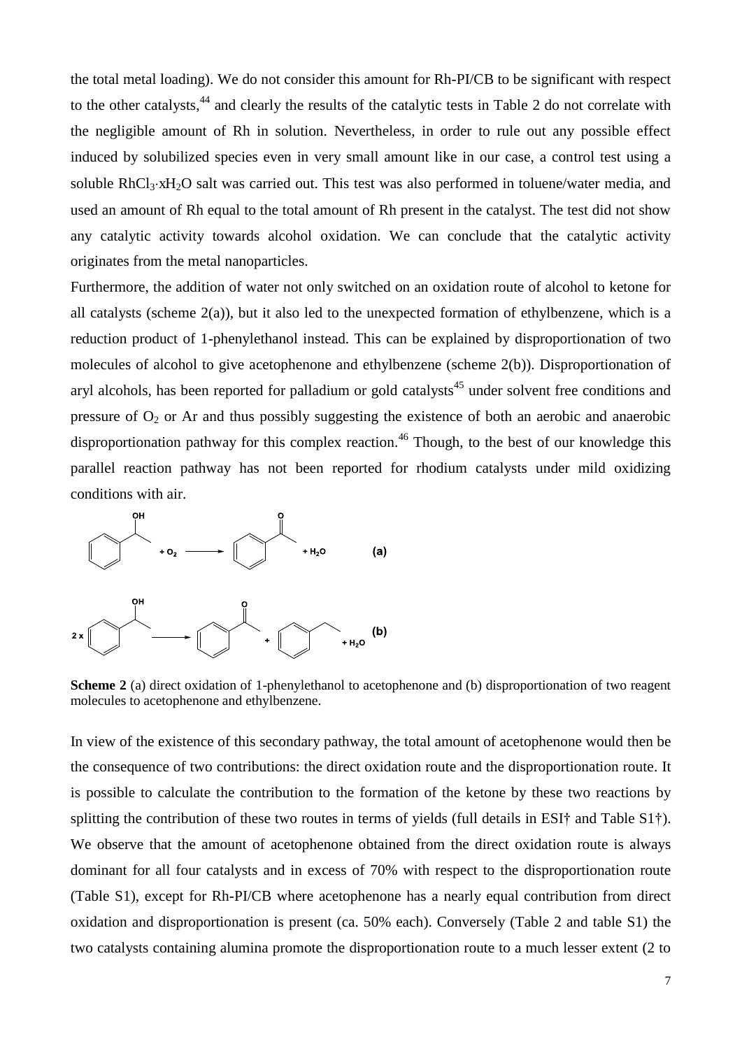the total metal loading). We do not consider this amount for Rh-PI/CB to be significant with respect to the other catalysts,[44] and clearly the results of the catalytic tests in Table 2 do not correlate with the negligible amount of Rh in solution. Nevertheless, in order to rule out any possible effect induced by solubilized species even in very small amount like in our case, a control test using a soluble $RhCl_3{\cdot}xH_2O$ salt was carried out. This test was also performed in toluene/water media, and used an amount of Rh equal to the total amount of Rh present in the catalyst. The test did not show any catalytic activity towards alcohol oxidation. We can conclude that the catalytic activity originates from the metal nanoparticles.

Furthermore, the addition of water not only switched on an oxidation route of alcohol to ketone for all catalysts (scheme 2(a)), but it also led to the unexpected formation of ethylbenzene, which is a reduction product of 1-phenylethanol instead. This can be explained by disproportionation of two molecules of alcohol to give acetophenone and ethylbenzene (scheme 2(b)). Disproportionation of aryl alcohols, has been reported for palladium or gold catalysts[45] under solvent free conditions and pressure of $O_2$ or Ar and thus possibly suggesting the existence of both an aerobic and anaerobic disproportionation pathway for this complex reaction.[46] Though, to the best of our knowledge this parallel reaction pathway has not been reported for rhodium catalysts under mild oxidizing conditions with air.

**Scheme 2** (a) direct oxidation of 1-phenylethanol to acetophenone and (b) disproportionation of two reagent molecules to acetophenone and ethylbenzene.

In view of the existence of this secondary pathway, the total amount of acetophenone would then be the consequence of two contributions: the direct oxidation route and the disproportionation route. It is possible to calculate the contribution to the formation of the ketone by these two reactions by splitting the contribution of these two routes in terms of yields (full details in ESI† and Table S1†). We observe that the amount of acetophenone obtained from the direct oxidation route is always dominant for all four catalysts and in excess of 70% with respect to the disproportionation route (Table S1), except for Rh-PI/CB where acetophenone has a nearly equal contribution from direct oxidation and disproportionation is present (ca. 50% each). Conversely (Table 2 and table S1) the two catalysts containing alumina promote the disproportionation route to a much lesser extent (2 to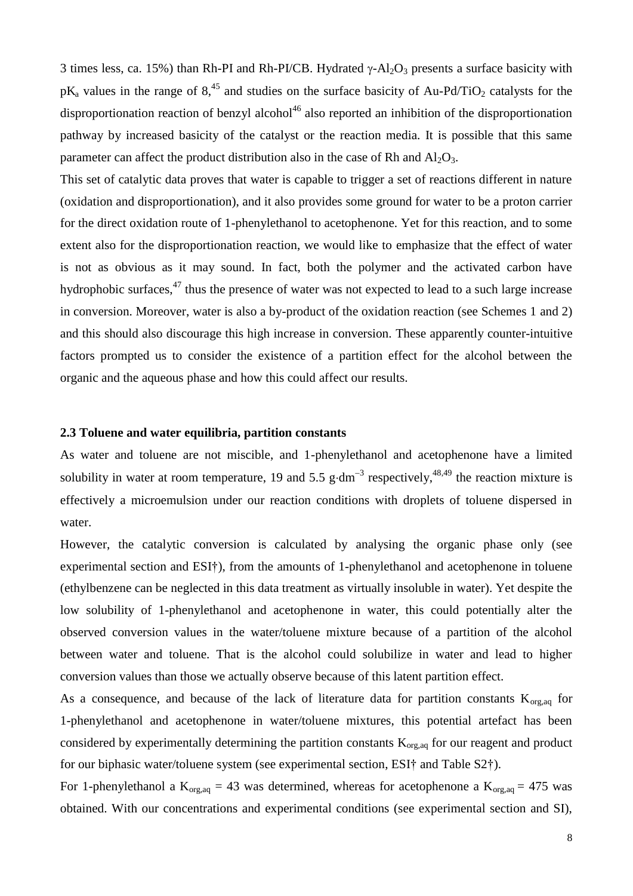3 times less, ca. 15%) than Rh-PI and Rh-PI/CB. Hydrated $\gamma$-$Al_2O_3$ presents a surface basicity with $pK_a$ values in the range of 8,[45] and studies on the surface basicity of Au-Pd/$TiO_2$ catalysts for the disproportionation reaction of benzyl alcohol[46] also reported an inhibition of the disproportionation pathway by increased basicity of the catalyst or the reaction media. It is possible that this same parameter can affect the product distribution also in the case of Rh and $Al_2O_3$.

This set of catalytic data proves that water is capable to trigger a set of reactions different in nature (oxidation and disproportionation), and it also provides some ground for water to be a proton carrier for the direct oxidation route of 1-phenylethanol to acetophenone. Yet for this reaction, and to some extent also for the disproportionation reaction, we would like to emphasize that the effect of water is not as obvious as it may sound. In fact, both the polymer and the activated carbon have hydrophobic surfaces,[47] thus the presence of water was not expected to lead to a such large increase in conversion. Moreover, water is also a by-product of the oxidation reaction (see Schemes 1 and 2) and this should also discourage this high increase in conversion. These apparently counter-intuitive factors prompted us to consider the existence of a partition effect for the alcohol between the organic and the aqueous phase and how this could affect our results.

### 2.3 Toluene and water equilibria, partition constants

As water and toluene are not miscible, and 1-phenylethanol and acetophenone have a limited solubility in water at room temperature, 19 and 5.5 $g{\cdot}dm^{-3}$ respectively,[48,49] the reaction mixture is effectively a microemulsion under our reaction conditions with droplets of toluene dispersed in water.

However, the catalytic conversion is calculated by analysing the organic phase only (see experimental section and ESI†), from the amounts of 1-phenylethanol and acetophenone in toluene (ethylbenzene can be neglected in this data treatment as virtually insoluble in water). Yet despite the low solubility of 1-phenylethanol and acetophenone in water, this could potentially alter the observed conversion values in the water/toluene mixture because of a partition of the alcohol between water and toluene. That is the alcohol could solubilize in water and lead to higher conversion values than those we actually observe because of this latent partition effect.

As a consequence, and because of the lack of literature data for partition constants $K_{org,aq}$ for 1-phenylethanol and acetophenone in water/toluene mixtures, this potential artefact has been considered by experimentally determining the partition constants $K_{org,aq}$ for our reagent and product for our biphasic water/toluene system (see experimental section, ESI† and Table S2†).

For 1-phenylethanol a $K_{org,aq} = 43$ was determined, whereas for acetophenone a $K_{org,aq} = 475$ was obtained. With our concentrations and experimental conditions (see experimental section and SI),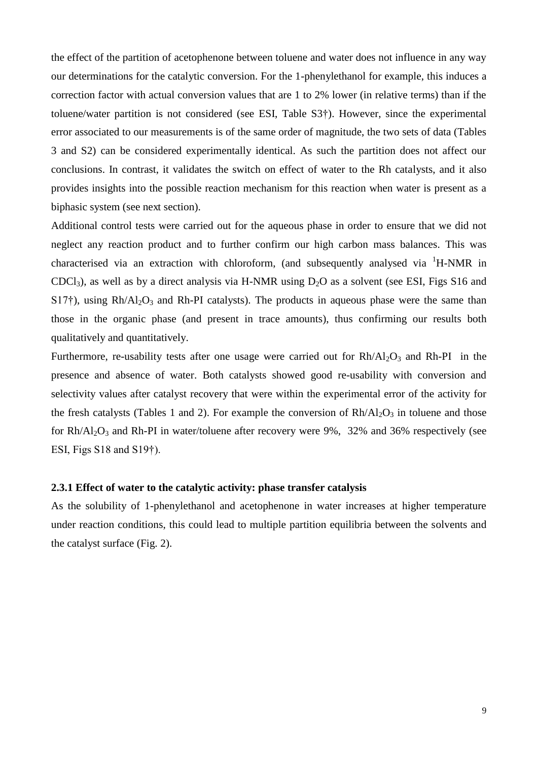the effect of the partition of acetophenone between toluene and water does not influence in any way our determinations for the catalytic conversion. For the 1-phenylethanol for example, this induces a correction factor with actual conversion values that are 1 to 2% lower (in relative terms) than if the toluene/water partition is not considered (see ESI, Table S3†). However, since the experimental error associated to our measurements is of the same order of magnitude, the two sets of data (Tables 3 and S2) can be considered experimentally identical. As such the partition does not affect our conclusions. In contrast, it validates the switch on effect of water to the Rh catalysts, and it also provides insights into the possible reaction mechanism for this reaction when water is present as a biphasic system (see next section).

Additional control tests were carried out for the aqueous phase in order to ensure that we did not neglect any reaction product and to further confirm our high carbon mass balances. This was characterised via an extraction with chloroform, (and subsequently analysed via $^{1}$H-NMR in $CDCl_3$), as well as by a direct analysis via H-NMR using $D_2O$ as a solvent (see ESI, Figs S16 and S17†), using $Rh/Al_2O_3$ and Rh-PI catalysts). The products in aqueous phase were the same than those in the organic phase (and present in trace amounts), thus confirming our results both qualitatively and quantitatively.

Furthermore, re-usability tests after one usage were carried out for $Rh/Al_2O_3$ and Rh-PI in the presence and absence of water. Both catalysts showed good re-usability with conversion and selectivity values after catalyst recovery that were within the experimental error of the activity for the fresh catalysts (Tables 1 and 2). For example the conversion of $Rh/Al_2O_3$ in toluene and those for $Rh/Al_2O_3$ and Rh-PI in water/toluene after recovery were 9%, 32% and 36% respectively (see ESI, Figs S18 and S19†).

### 2.3.1 Effect of water to the catalytic activity: phase transfer catalysis

As the solubility of 1-phenylethanol and acetophenone in water increases at higher temperature under reaction conditions, this could lead to multiple partition equilibria between the solvents and the catalyst surface (Fig. 2).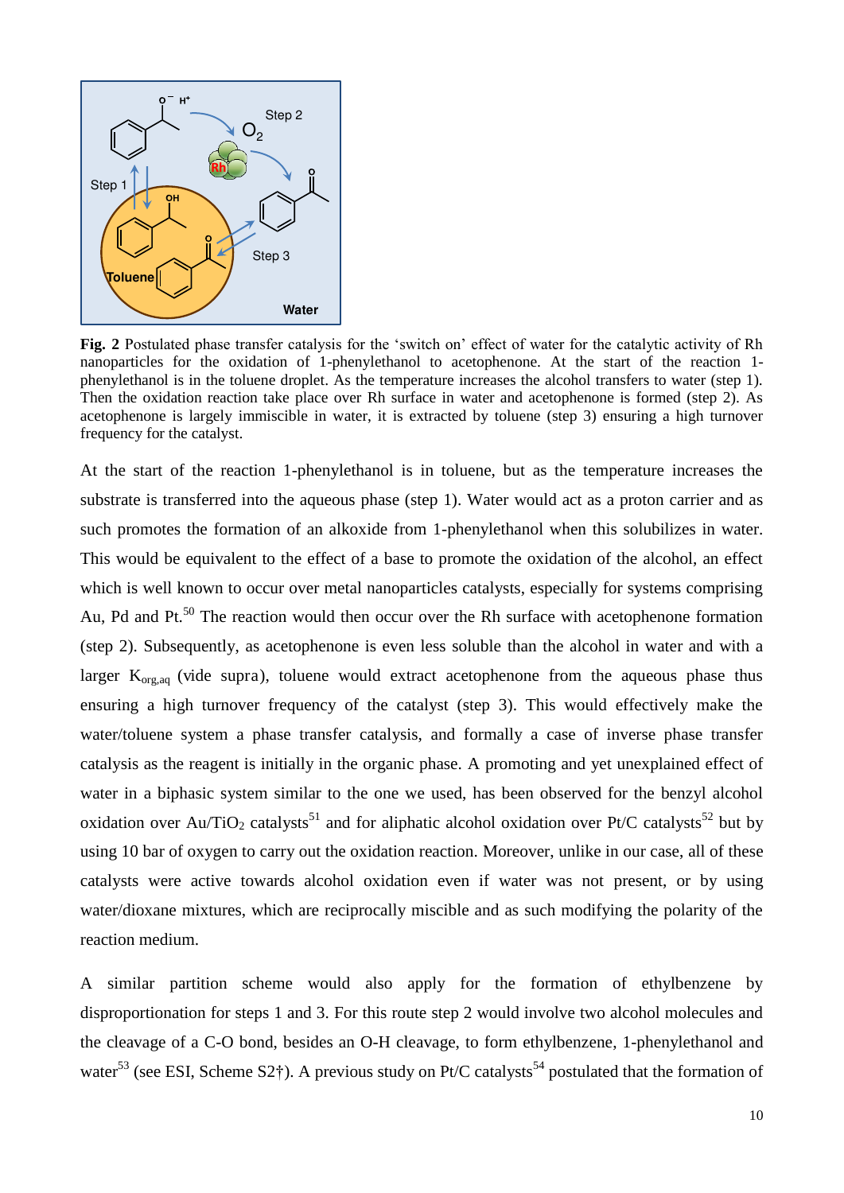**Fig. 2** Postulated phase transfer catalysis for the 'switch on' effect of water for the catalytic activity of Rh nanoparticles for the oxidation of 1-phenylethanol to acetophenone. At the start of the reaction 1-phenylethanol is in the toluene droplet. As the temperature increases the alcohol transfers to water (step 1). Then the oxidation reaction take place over Rh surface in water and acetophenone is formed (step 2). As acetophenone is largely immiscible in water, it is extracted by toluene (step 3) ensuring a high turnover frequency for the catalyst.

At the start of the reaction 1-phenylethanol is in toluene, but as the temperature increases the substrate is transferred into the aqueous phase (step 1). Water would act as a proton carrier and as such promotes the formation of an alkoxide from 1-phenylethanol when this solubilizes in water. This would be equivalent to the effect of a base to promote the oxidation of the alcohol, an effect which is well known to occur over metal nanoparticles catalysts, especially for systems comprising Au, Pd and Pt.[50] The reaction would then occur over the Rh surface with acetophenone formation (step 2). Subsequently, as acetophenone is even less soluble than the alcohol in water and with a larger $K_{org,aq}$ (vide supra), toluene would extract acetophenone from the aqueous phase thus ensuring a high turnover frequency of the catalyst (step 3). This would effectively make the water/toluene system a phase transfer catalysis, and formally a case of inverse phase transfer catalysis as the reagent is initially in the organic phase. A promoting and yet unexplained effect of water in a biphasic system similar to the one we used, has been observed for the benzyl alcohol oxidation over Au/$TiO_2$ catalysts[51] and for aliphatic alcohol oxidation over Pt/C catalysts[52] but by using 10 bar of oxygen to carry out the oxidation reaction. Moreover, unlike in our case, all of these catalysts were active towards alcohol oxidation even if water was not present, or by using water/dioxane mixtures, which are reciprocally miscible and as such modifying the polarity of the reaction medium.

A similar partition scheme would also apply for the formation of ethylbenzene by disproportionation for steps 1 and 3. For this route step 2 would involve two alcohol molecules and the cleavage of a C-O bond, besides an O-H cleavage, to form ethylbenzene, 1-phenylethanol and water[53] (see ESI, Scheme S2†). A previous study on Pt/C catalysts[54] postulated that the formation of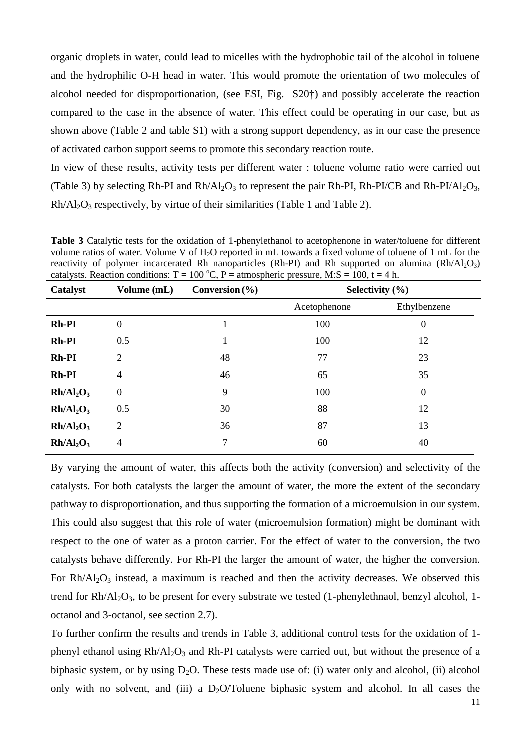organic droplets in water, could lead to micelles with the hydrophobic tail of the alcohol in toluene and the hydrophilic O-H head in water. This would promote the orientation of two molecules of alcohol needed for disproportionation, (see ESI, Fig. S20†) and possibly accelerate the reaction compared to the case in the absence of water. This effect could be operating in our case, but as shown above (Table 2 and table S1) with a strong support dependency, as in our case the presence of activated carbon support seems to promote this secondary reaction route.

In view of these results, activity tests per different water : toluene volume ratio were carried out (Table 3) by selecting Rh-PI and $Rh/Al_2O_3$ to represent the pair Rh-PI, Rh-PI/CB and Rh-PI/$Al_2O_3$, $Rh/Al_2O_3$ respectively, by virtue of their similarities (Table 1 and Table 2).

**Table 3** Catalytic tests for the oxidation of 1-phenylethanol to acetophenone in water/toluene for different volume ratios of water. Volume V of $H_2O$ reported in mL towards a fixed volume of toluene of 1 mL for the reactivity of polymer incarcerated Rh nanoparticles (Rh-PI) and Rh supported on alumina ($Rh/Al_2O_3$) catalysts. Reaction conditions: T = 100 °C, P = atmospheric pressure, M:S = 100, t = 4 h.

| Catalyst | Volume (mL) | Conversion (%) | Selectivity (%) | |
|---|---|---|---|---|
| | | | Acetophenone | Ethylbenzene |
| **Rh-PI** | 0 | 1 | 100 | 0 |
| **Rh-PI** | 0.5 | 1 | 100 | 12 |
| **Rh-PI** | 2 | 48 | 77 | 23 |
| **Rh-PI** | 4 | 46 | 65 | 35 |
| **$Rh/Al_2O_3$** | 0 | 9 | 100 | 0 |
| **$Rh/Al_2O_3$** | 0.5 | 30 | 88 | 12 |
| **$Rh/Al_2O_3$** | 2 | 36 | 87 | 13 |
| **$Rh/Al_2O_3$** | 4 | 7 | 60 | 40 |

By varying the amount of water, this affects both the activity (conversion) and selectivity of the catalysts. For both catalysts the larger the amount of water, the more the extent of the secondary pathway to disproportionation, and thus supporting the formation of a microemulsion in our system. This could also suggest that this role of water (microemulsion formation) might be dominant with respect to the one of water as a proton carrier. For the effect of water to the conversion, the two catalysts behave differently. For Rh-PI the larger the amount of water, the higher the conversion. For $Rh/Al_2O_3$ instead, a maximum is reached and then the activity decreases. We observed this trend for $Rh/Al_2O_3$, to be present for every substrate we tested (1-phenylethnaol, benzyl alcohol, 1-octanol and 3-octanol, see section 2.7).

To further confirm the results and trends in Table 3, additional control tests for the oxidation of 1-phenyl ethanol using $Rh/Al_2O_3$ and Rh-PI catalysts were carried out, but without the presence of a biphasic system, or by using $D_2O$. These tests made use of: (i) water only and alcohol, (ii) alcohol only with no solvent, and (iii) a $D_2O$/Toluene biphasic system and alcohol. In all cases the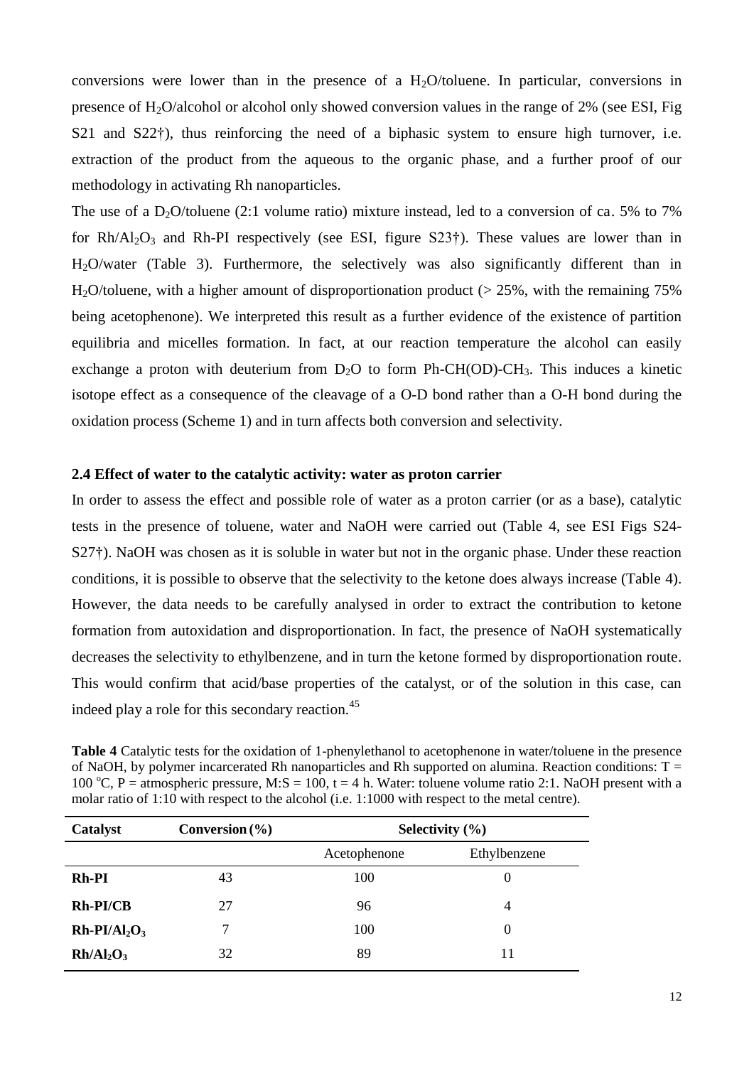conversions were lower than in the presence of a $H_2O$/toluene. In particular, conversions in presence of $H_2O$/alcohol or alcohol only showed conversion values in the range of 2% (see ESI, Fig S21 and S22†), thus reinforcing the need of a biphasic system to ensure high turnover, i.e. extraction of the product from the aqueous to the organic phase, and a further proof of our methodology in activating Rh nanoparticles.

The use of a $D_2O$/toluene (2:1 volume ratio) mixture instead, led to a conversion of ca. 5% to 7% for $Rh/Al_2O_3$ and Rh-PI respectively (see ESI, figure S23†). These values are lower than in $H_2O$/water (Table 3). Furthermore, the selectively was also significantly different than in $H_2O$/toluene, with a higher amount of disproportionation product (> 25%, with the remaining 75% being acetophenone). We interpreted this result as a further evidence of the existence of partition equilibria and micelles formation. In fact, at our reaction temperature the alcohol can easily exchange a proton with deuterium from $D_2O$ to form Ph-CH(OD)-$CH_3$. This induces a kinetic isotope effect as a consequence of the cleavage of a O-D bond rather than a O-H bond during the oxidation process (Scheme 1) and in turn affects both conversion and selectivity.

### 2.4 Effect of water to the catalytic activity: water as proton carrier

In order to assess the effect and possible role of water as a proton carrier (or as a base), catalytic tests in the presence of toluene, water and NaOH were carried out (Table 4, see ESI Figs S24-S27†). NaOH was chosen as it is soluble in water but not in the organic phase. Under these reaction conditions, it is possible to observe that the selectivity to the ketone does always increase (Table 4). However, the data needs to be carefully analysed in order to extract the contribution to ketone formation from autoxidation and disproportionation. In fact, the presence of NaOH systematically decreases the selectivity to ethylbenzene, and in turn the ketone formed by disproportionation route. This would confirm that acid/base properties of the catalyst, or of the solution in this case, can indeed play a role for this secondary reaction.[45]

**Table 4** Catalytic tests for the oxidation of 1-phenylethanol to acetophenone in water/toluene in the presence of NaOH, by polymer incarcerated Rh nanoparticles and Rh supported on alumina. Reaction conditions: T = 100 °C, P = atmospheric pressure, M:S = 100, t = 4 h. Water: toluene volume ratio 2:1. NaOH present with a molar ratio of 1:10 with respect to the alcohol (i.e. 1:1000 with respect to the metal centre).

| Catalyst | Conversion (%) | Selectivity (%) | |
|---|---|---|---|
| | | Acetophenone | Ethylbenzene |
| **Rh-PI** | 43 | 100 | 0 |
| **Rh-PI/CB** | 27 | 96 | 4 |
| **Rh-PI/$Al_2O_3$** | 7 | 100 | 0 |
| **Rh/$Al_2O_3$** | 32 | 89 | 11 |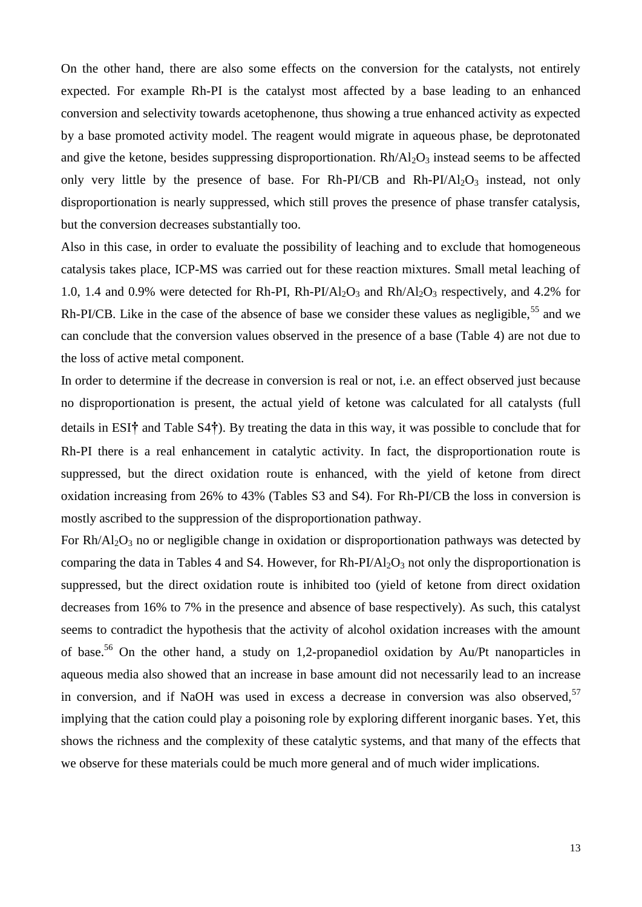On the other hand, there are also some effects on the conversion for the catalysts, not entirely expected. For example Rh-PI is the catalyst most affected by a base leading to an enhanced conversion and selectivity towards acetophenone, thus showing a true enhanced activity as expected by a base promoted activity model. The reagent would migrate in aqueous phase, be deprotonated and give the ketone, besides suppressing disproportionation. $Rh/Al_2O_3$ instead seems to be affected only very little by the presence of base. For Rh-PI/CB and Rh-PI/$Al_2O_3$ instead, not only disproportionation is nearly suppressed, which still proves the presence of phase transfer catalysis, but the conversion decreases substantially too.

Also in this case, in order to evaluate the possibility of leaching and to exclude that homogeneous catalysis takes place, ICP-MS was carried out for these reaction mixtures. Small metal leaching of 1.0, 1.4 and 0.9% were detected for Rh-PI, Rh-PI/$Al_2O_3$ and $Rh/Al_2O_3$ respectively, and 4.2% for Rh-PI/CB. Like in the case of the absence of base we consider these values as negligible,[55] and we can conclude that the conversion values observed in the presence of a base (Table 4) are not due to the loss of active metal component.

In order to determine if the decrease in conversion is real or not, i.e. an effect observed just because no disproportionation is present, the actual yield of ketone was calculated for all catalysts (full details in ESI**†** and Table S4**†**). By treating the data in this way, it was possible to conclude that for Rh-PI there is a real enhancement in catalytic activity. In fact, the disproportionation route is suppressed, but the direct oxidation route is enhanced, with the yield of ketone from direct oxidation increasing from 26% to 43% (Tables S3 and S4). For Rh-PI/CB the loss in conversion is mostly ascribed to the suppression of the disproportionation pathway.

For $Rh/Al_2O_3$ no or negligible change in oxidation or disproportionation pathways was detected by comparing the data in Tables 4 and S4. However, for Rh-PI/$Al_2O_3$ not only the disproportionation is suppressed, but the direct oxidation route is inhibited too (yield of ketone from direct oxidation decreases from 16% to 7% in the presence and absence of base respectively). As such, this catalyst seems to contradict the hypothesis that the activity of alcohol oxidation increases with the amount of base.[56] On the other hand, a study on 1,2-propanediol oxidation by Au/Pt nanoparticles in aqueous media also showed that an increase in base amount did not necessarily lead to an increase in conversion, and if NaOH was used in excess a decrease in conversion was also observed,[57] implying that the cation could play a poisoning role by exploring different inorganic bases. Yet, this shows the richness and the complexity of these catalytic systems, and that many of the effects that we observe for these materials could be much more general and of much wider implications.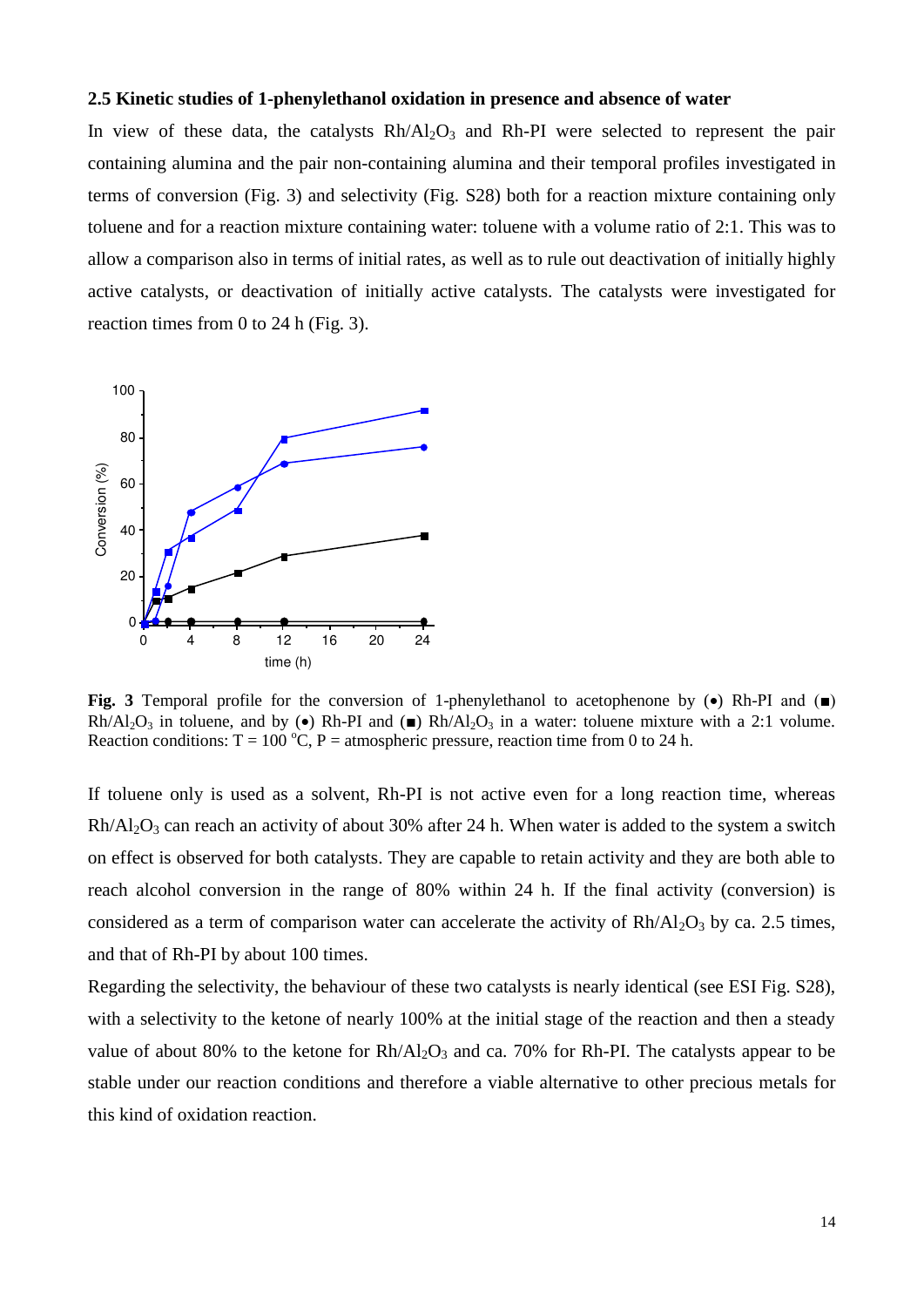### 2.5 Kinetic studies of 1-phenylethanol oxidation in presence and absence of water

In view of these data, the catalysts $Rh/Al_2O_3$ and Rh-PI were selected to represent the pair containing alumina and the pair non-containing alumina and their temporal profiles investigated in terms of conversion (Fig. 3) and selectivity (Fig. S28) both for a reaction mixture containing only toluene and for a reaction mixture containing water: toluene with a volume ratio of 2:1. This was to allow a comparison also in terms of initial rates, as well as to rule out deactivation of initially highly active catalysts, or deactivation of initially active catalysts. The catalysts were investigated for reaction times from 0 to 24 h (Fig. 3).

**Fig. 3** Temporal profile for the conversion of 1-phenylethanol to acetophenone by (•) Rh-PI and (■) $Rh/Al_2O_3$ in toluene, and by (•) Rh-PI and (■) $Rh/Al_2O_3$ in a water: toluene mixture with a 2:1 volume. Reaction conditions: T = 100 °C, P = atmospheric pressure, reaction time from 0 to 24 h.

If toluene only is used as a solvent, Rh-PI is not active even for a long reaction time, whereas $Rh/Al_2O_3$ can reach an activity of about 30% after 24 h. When water is added to the system a switch on effect is observed for both catalysts. They are capable to retain activity and they are both able to reach alcohol conversion in the range of 80% within 24 h. If the final activity (conversion) is considered as a term of comparison water can accelerate the activity of $Rh/Al_2O_3$ by ca. 2.5 times, and that of Rh-PI by about 100 times.

Regarding the selectivity, the behaviour of these two catalysts is nearly identical (see ESI Fig. S28), with a selectivity to the ketone of nearly 100% at the initial stage of the reaction and then a steady value of about 80% to the ketone for $Rh/Al_2O_3$ and ca. 70% for Rh-PI. The catalysts appear to be stable under our reaction conditions and therefore a viable alternative to other precious metals for this kind of oxidation reaction.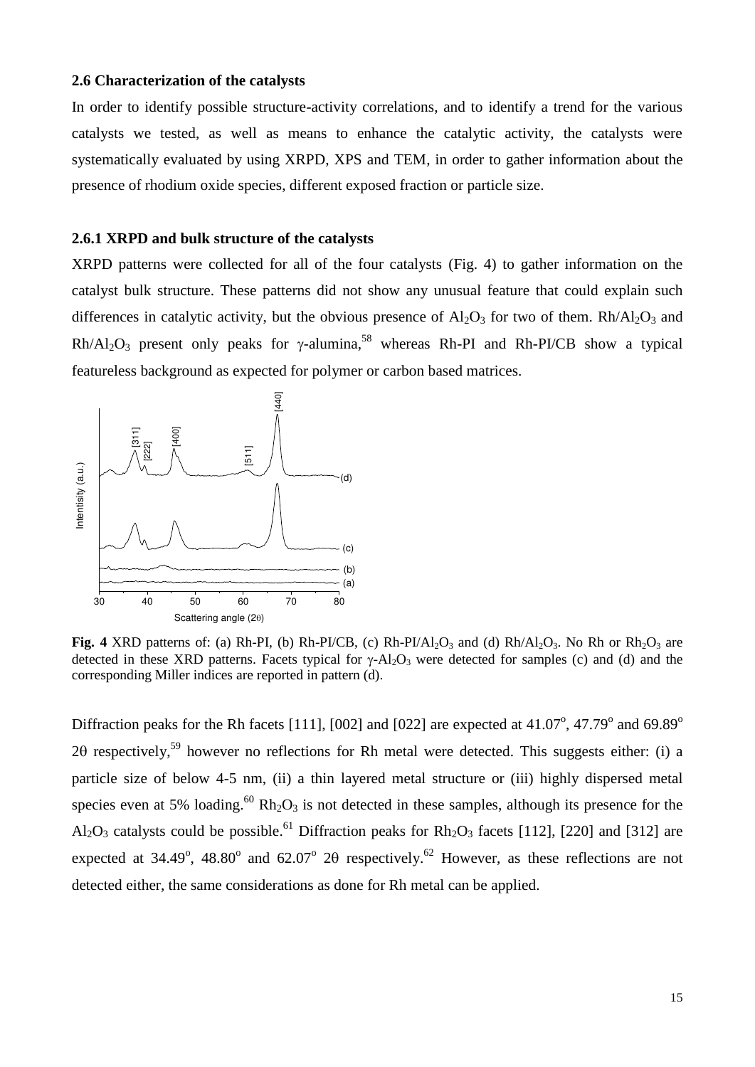### 2.6 Characterization of the catalysts

In order to identify possible structure-activity correlations, and to identify a trend for the various catalysts we tested, as well as means to enhance the catalytic activity, the catalysts were systematically evaluated by using XRPD, XPS and TEM, in order to gather information about the presence of rhodium oxide species, different exposed fraction or particle size.

#### 2.6.1 XRPD and bulk structure of the catalysts

XRPD patterns were collected for all of the four catalysts (Fig. 4) to gather information on the catalyst bulk structure. These patterns did not show any unusual feature that could explain such differences in catalytic activity, but the obvious presence of $Al_2O_3$ for two of them. $Rh/Al_2O_3$ and $Rh/Al_2O_3$ present only peaks for γ-alumina,[58] whereas Rh-PI and Rh-PI/CB show a typical featureless background as expected for polymer or carbon based matrices.

**Fig. 4** XRD patterns of: (a) Rh-PI, (b) Rh-PI/CB, (c) Rh-PI/$Al_2O_3$ and (d) $Rh/Al_2O_3$. No Rh or $Rh_2O_3$ are detected in these XRD patterns. Facets typical for γ-$Al_2O_3$ were detected for samples (c) and (d) and the corresponding Miller indices are reported in pattern (d).

Diffraction peaks for the Rh facets [111], [002] and [022] are expected at 41.07°, 47.79° and 69.89° 2θ respectively,[59] however no reflections for Rh metal were detected. This suggests either: (i) a particle size of below 4-5 nm, (ii) a thin layered metal structure or (iii) highly dispersed metal species even at 5% loading.[60] $Rh_2O_3$ is not detected in these samples, although its presence for the $Al_2O_3$ catalysts could be possible.[61] Diffraction peaks for $Rh_2O_3$ facets [112], [220] and [312] are expected at 34.49°, 48.80° and 62.07° 2θ respectively.[62] However, as these reflections are not detected either, the same considerations as done for Rh metal can be applied.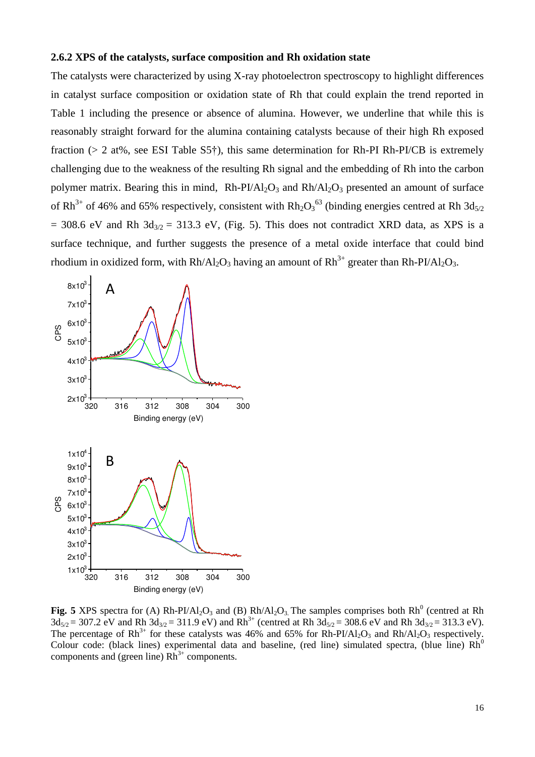### 2.6.2 XPS of the catalysts, surface composition and Rh oxidation state

The catalysts were characterized by using X-ray photoelectron spectroscopy to highlight differences in catalyst surface composition or oxidation state of Rh that could explain the trend reported in Table 1 including the presence or absence of alumina. However, we underline that while this is reasonably straight forward for the alumina containing catalysts because of their high Rh exposed fraction (> 2 at%, see ESI Table S5†), this same determination for Rh-PI Rh-PI/CB is extremely challenging due to the weakness of the resulting Rh signal and the embedding of Rh into the carbon polymer matrix. Bearing this in mind, Rh-PI/$Al_2O_3$ and Rh/$Al_2O_3$ presented an amount of surface of $Rh^{3+}$ of 46% and 65% respectively, consistent with $Rh_2O_3$[63] (binding energies centred at Rh $3d_{5/2}$ = 308.6 eV and Rh $3d_{3/2}$ = 313.3 eV, (Fig. 5). This does not contradict XRD data, as XPS is a surface technique, and further suggests the presence of a metal oxide interface that could bind rhodium in oxidized form, with Rh/$Al_2O_3$ having an amount of $Rh^{3+}$ greater than Rh-PI/$Al_2O_3$.

**Fig. 5** XPS spectra for (A) Rh-PI/$Al_2O_3$ and (B) Rh/$Al_2O_3$. The samples comprises both $Rh^0$ (centred at Rh $3d_{5/2}$ = 307.2 eV and Rh $3d_{3/2}$ = 311.9 eV) and $Rh^{3+}$ (centred at Rh $3d_{5/2}$ = 308.6 eV and Rh $3d_{3/2}$ = 313.3 eV). The percentage of $Rh^{3+}$ for these catalysts was 46% and 65% for Rh-PI/$Al_2O_3$ and Rh/$Al_2O_3$ respectively. Colour code: (black lines) experimental data and baseline, (red line) simulated spectra, (blue line) $Rh^0$ components and (green line) $Rh^{3+}$ components.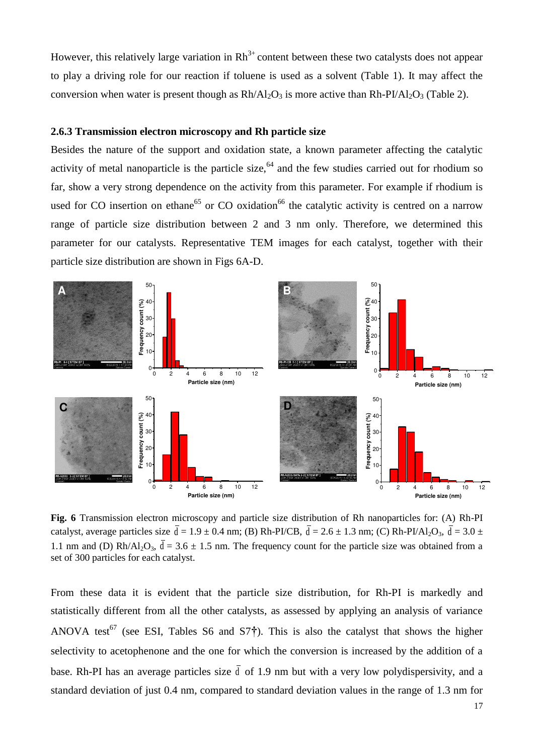However, this relatively large variation in $Rh^{3+}$ content between these two catalysts does not appear to play a driving role for our reaction if toluene is used as a solvent (Table 1). It may affect the conversion when water is present though as $Rh/Al_2O_3$ is more active than $Rh\text{-}PI/Al_2O_3$ (Table 2).

### 2.6.3 Transmission electron microscopy and Rh particle size

Besides the nature of the support and oxidation state, a known parameter affecting the catalytic activity of metal nanoparticle is the particle size,[64] and the few studies carried out for rhodium so far, show a very strong dependence on the activity from this parameter. For example if rhodium is used for CO insertion on ethane[65] or CO oxidation[66] the catalytic activity is centred on a narrow range of particle size distribution between 2 and 3 nm only. Therefore, we determined this parameter for our catalysts. Representative TEM images for each catalyst, together with their particle size distribution are shown in Figs 6A-D.

**Fig. 6** Transmission electron microscopy and particle size distribution of Rh nanoparticles for: (A) Rh-PI catalyst, average particles size $\bar{d} = 1.9 \pm 0.4$ nm; (B) Rh-PI/CB, $\bar{d} = 2.6 \pm 1.3$ nm; (C) $Rh\text{-}PI/Al_2O_3$, $\bar{d} = 3.0 \pm 1.1$ nm and (D) $Rh/Al_2O_3$, $\bar{d} = 3.6 \pm 1.5$ nm. The frequency count for the particle size was obtained from a set of 300 particles for each catalyst.

From these data it is evident that the particle size distribution, for Rh-PI is markedly and statistically different from all the other catalysts, as assessed by applying an analysis of variance ANOVA test[67] (see ESI, Tables S6 and S7†). This is also the catalyst that shows the higher selectivity to acetophenone and the one for which the conversion is increased by the addition of a base. Rh-PI has an average particles size $\bar{d}$ of 1.9 nm but with a very low polydispersivity, and a standard deviation of just 0.4 nm, compared to standard deviation values in the range of 1.3 nm for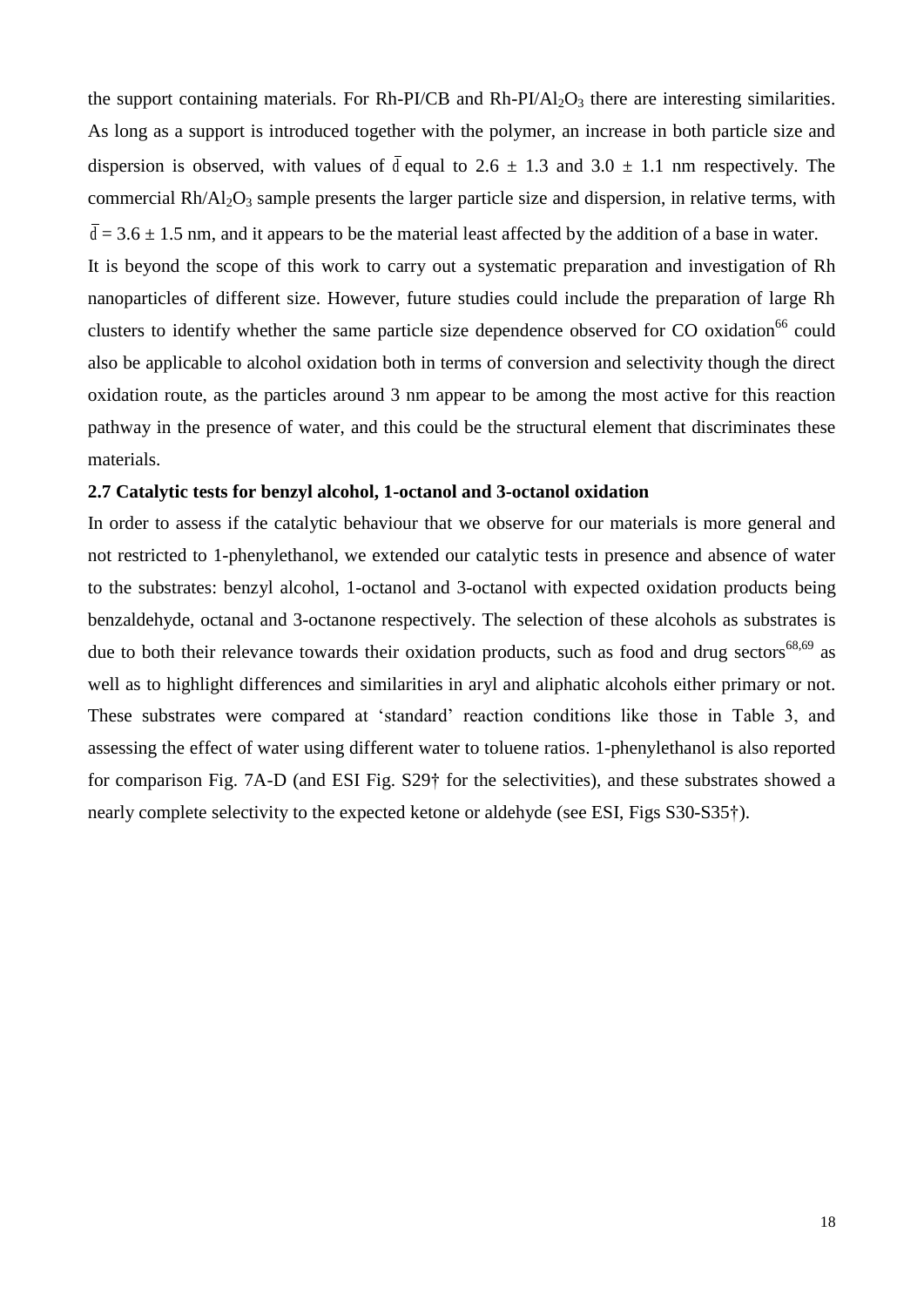the support containing materials. For Rh-PI/CB and Rh-PI/$Al_2O_3$ there are interesting similarities. As long as a support is introduced together with the polymer, an increase in both particle size and dispersion is observed, with values of $\bar{d}$ equal to 2.6 ± 1.3 and 3.0 ± 1.1 nm respectively. The commercial Rh/$Al_2O_3$ sample presents the larger particle size and dispersion, in relative terms, with $\bar{d}$ = 3.6 ± 1.5 nm, and it appears to be the material least affected by the addition of a base in water.

It is beyond the scope of this work to carry out a systematic preparation and investigation of Rh nanoparticles of different size. However, future studies could include the preparation of large Rh clusters to identify whether the same particle size dependence observed for CO oxidation[66] could also be applicable to alcohol oxidation both in terms of conversion and selectivity though the direct oxidation route, as the particles around 3 nm appear to be among the most active for this reaction pathway in the presence of water, and this could be the structural element that discriminates these materials.

**2.7 Catalytic tests for benzyl alcohol, 1-octanol and 3-octanol oxidation**

In order to assess if the catalytic behaviour that we observe for our materials is more general and not restricted to 1-phenylethanol, we extended our catalytic tests in presence and absence of water to the substrates: benzyl alcohol, 1-octanol and 3-octanol with expected oxidation products being benzaldehyde, octanal and 3-octanone respectively. The selection of these alcohols as substrates is due to both their relevance towards their oxidation products, such as food and drug sectors[68,69] as well as to highlight differences and similarities in aryl and aliphatic alcohols either primary or not. These substrates were compared at 'standard' reaction conditions like those in Table 3, and assessing the effect of water using different water to toluene ratios. 1-phenylethanol is also reported for comparison Fig. 7A-D (and ESI Fig. S29† for the selectivities), and these substrates showed a nearly complete selectivity to the expected ketone or aldehyde (see ESI, Figs S30-S35†).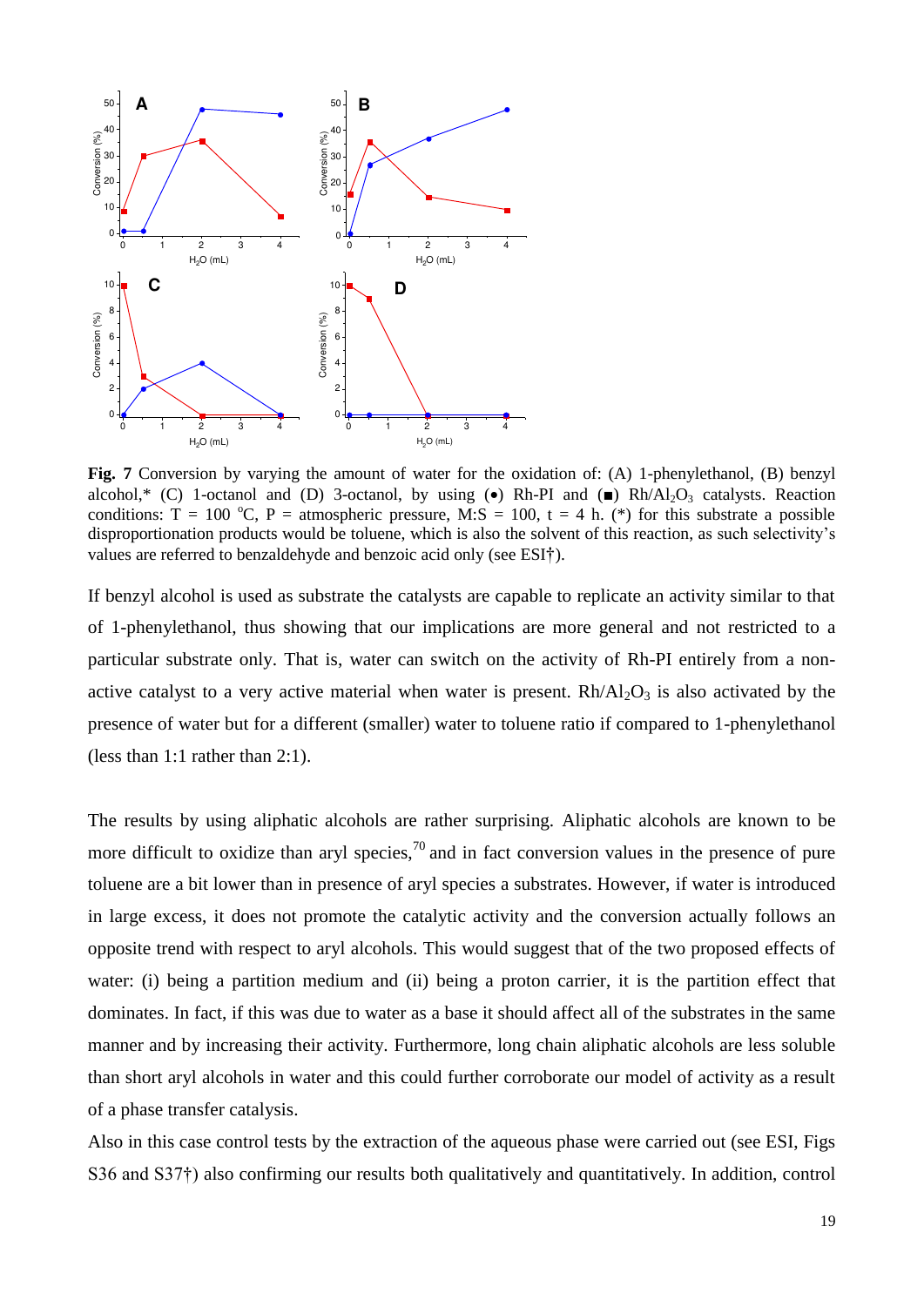**Fig. 7** Conversion by varying the amount of water for the oxidation of: (A) 1-phenylethanol, (B) benzyl alcohol,* (C) 1-octanol and (D) 3-octanol, by using (•) Rh-PI and (■) $Rh/Al_2O_3$ catalysts. Reaction conditions: T = 100 °C, P = atmospheric pressure, M:S = 100, t = 4 h. (*) for this substrate a possible disproportionation products would be toluene, which is also the solvent of this reaction, as such selectivity's values are referred to benzaldehyde and benzoic acid only (see ESI†).

If benzyl alcohol is used as substrate the catalysts are capable to replicate an activity similar to that of 1-phenylethanol, thus showing that our implications are more general and not restricted to a particular substrate only. That is, water can switch on the activity of Rh-PI entirely from a non-active catalyst to a very active material when water is present. $Rh/Al_2O_3$ is also activated by the presence of water but for a different (smaller) water to toluene ratio if compared to 1-phenylethanol (less than 1:1 rather than 2:1).

The results by using aliphatic alcohols are rather surprising. Aliphatic alcohols are known to be more difficult to oxidize than aryl species,[70] and in fact conversion values in the presence of pure toluene are a bit lower than in presence of aryl species a substrates. However, if water is introduced in large excess, it does not promote the catalytic activity and the conversion actually follows an opposite trend with respect to aryl alcohols. This would suggest that of the two proposed effects of water: (i) being a partition medium and (ii) being a proton carrier, it is the partition effect that dominates. In fact, if this was due to water as a base it should affect all of the substrates in the same manner and by increasing their activity. Furthermore, long chain aliphatic alcohols are less soluble than short aryl alcohols in water and this could further corroborate our model of activity as a result of a phase transfer catalysis.

Also in this case control tests by the extraction of the aqueous phase were carried out (see ESI, Figs S36 and S37†) also confirming our results both qualitatively and quantitatively. In addition, control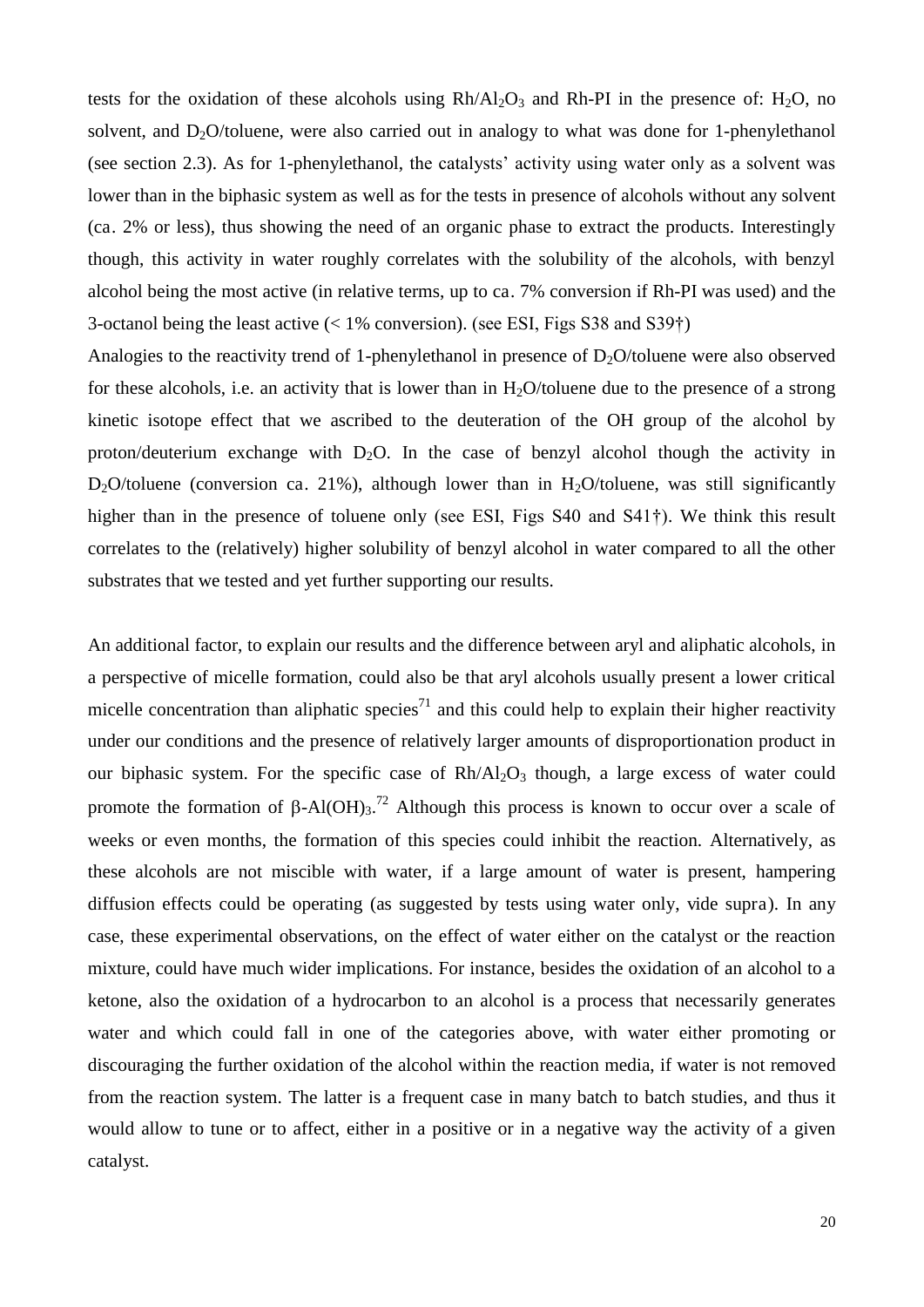tests for the oxidation of these alcohols using $Rh/Al_2O_3$ and Rh-PI in the presence of: $H_2O$, no solvent, and $D_2O$/toluene, were also carried out in analogy to what was done for 1-phenylethanol (see section 2.3). As for 1-phenylethanol, the catalysts' activity using water only as a solvent was lower than in the biphasic system as well as for the tests in presence of alcohols without any solvent (ca. 2% or less), thus showing the need of an organic phase to extract the products. Interestingly though, this activity in water roughly correlates with the solubility of the alcohols, with benzyl alcohol being the most active (in relative terms, up to ca. 7% conversion if Rh-PI was used) and the 3-octanol being the least active (< 1% conversion). (see ESI, Figs S38 and S39†)

Analogies to the reactivity trend of 1-phenylethanol in presence of $D_2O$/toluene were also observed for these alcohols, i.e. an activity that is lower than in $H_2O$/toluene due to the presence of a strong kinetic isotope effect that we ascribed to the deuteration of the OH group of the alcohol by proton/deuterium exchange with $D_2O$. In the case of benzyl alcohol though the activity in $D_2O$/toluene (conversion ca. 21%), although lower than in $H_2O$/toluene, was still significantly higher than in the presence of toluene only (see ESI, Figs S40 and S41†). We think this result correlates to the (relatively) higher solubility of benzyl alcohol in water compared to all the other substrates that we tested and yet further supporting our results.

An additional factor, to explain our results and the difference between aryl and aliphatic alcohols, in a perspective of micelle formation, could also be that aryl alcohols usually present a lower critical micelle concentration than aliphatic species[71] and this could help to explain their higher reactivity under our conditions and the presence of relatively larger amounts of disproportionation product in our biphasic system. For the specific case of $Rh/Al_2O_3$ though, a large excess of water could promote the formation of $\beta$-$Al(OH)_3$.[72] Although this process is known to occur over a scale of weeks or even months, the formation of this species could inhibit the reaction. Alternatively, as these alcohols are not miscible with water, if a large amount of water is present, hampering diffusion effects could be operating (as suggested by tests using water only, vide supra). In any case, these experimental observations, on the effect of water either on the catalyst or the reaction mixture, could have much wider implications. For instance, besides the oxidation of an alcohol to a ketone, also the oxidation of a hydrocarbon to an alcohol is a process that necessarily generates water and which could fall in one of the categories above, with water either promoting or discouraging the further oxidation of the alcohol within the reaction media, if water is not removed from the reaction system. The latter is a frequent case in many batch to batch studies, and thus it would allow to tune or to affect, either in a positive or in a negative way the activity of a given catalyst.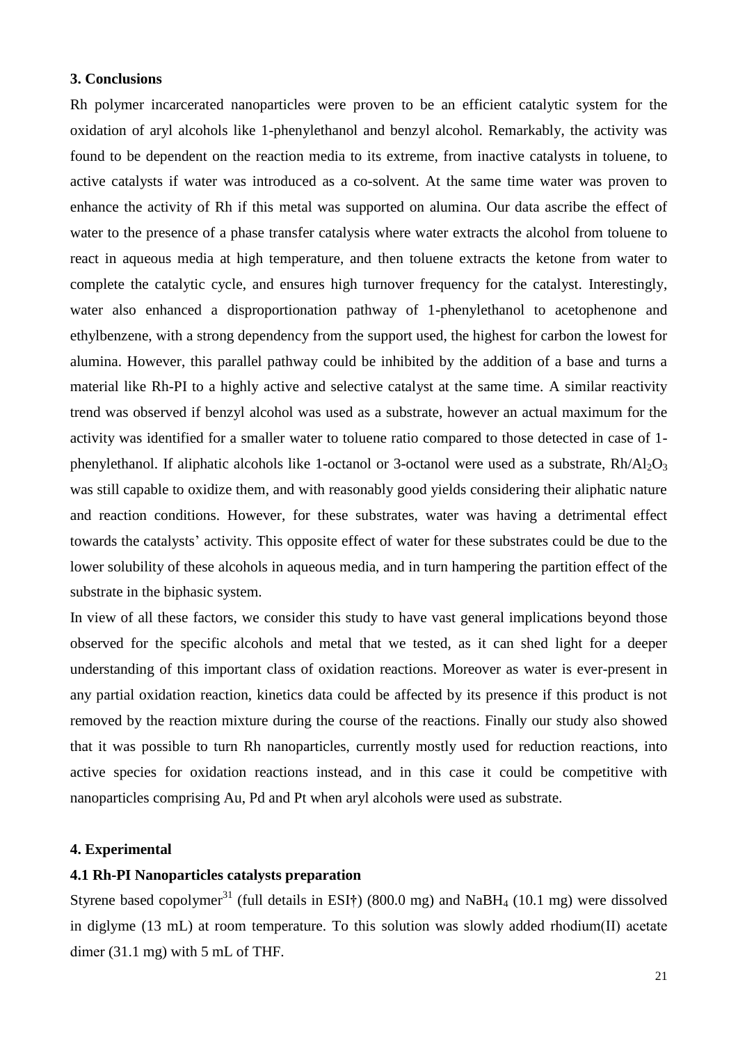## 3. Conclusions

Rh polymer incarcerated nanoparticles were proven to be an efficient catalytic system for the oxidation of aryl alcohols like 1-phenylethanol and benzyl alcohol. Remarkably, the activity was found to be dependent on the reaction media to its extreme, from inactive catalysts in toluene, to active catalysts if water was introduced as a co-solvent. At the same time water was proven to enhance the activity of Rh if this metal was supported on alumina. Our data ascribe the effect of water to the presence of a phase transfer catalysis where water extracts the alcohol from toluene to react in aqueous media at high temperature, and then toluene extracts the ketone from water to complete the catalytic cycle, and ensures high turnover frequency for the catalyst. Interestingly, water also enhanced a disproportionation pathway of 1-phenylethanol to acetophenone and ethylbenzene, with a strong dependency from the support used, the highest for carbon the lowest for alumina. However, this parallel pathway could be inhibited by the addition of a base and turns a material like Rh-PI to a highly active and selective catalyst at the same time. A similar reactivity trend was observed if benzyl alcohol was used as a substrate, however an actual maximum for the activity was identified for a smaller water to toluene ratio compared to those detected in case of 1-phenylethanol. If aliphatic alcohols like 1-octanol or 3-octanol were used as a substrate, $Rh/Al_2O_3$ was still capable to oxidize them, and with reasonably good yields considering their aliphatic nature and reaction conditions. However, for these substrates, water was having a detrimental effect towards the catalysts' activity. This opposite effect of water for these substrates could be due to the lower solubility of these alcohols in aqueous media, and in turn hampering the partition effect of the substrate in the biphasic system.

In view of all these factors, we consider this study to have vast general implications beyond those observed for the specific alcohols and metal that we tested, as it can shed light for a deeper understanding of this important class of oxidation reactions. Moreover as water is ever-present in any partial oxidation reaction, kinetics data could be affected by its presence if this product is not removed by the reaction mixture during the course of the reactions. Finally our study also showed that it was possible to turn Rh nanoparticles, currently mostly used for reduction reactions, into active species for oxidation reactions instead, and in this case it could be competitive with nanoparticles comprising Au, Pd and Pt when aryl alcohols were used as substrate.

## 4. Experimental

### 4.1 Rh-PI Nanoparticles catalysts preparation

Styrene based copolymer[31] (full details in ESI†) (800.0 mg) and $NaBH_4$ (10.1 mg) were dissolved in diglyme (13 mL) at room temperature. To this solution was slowly added rhodium(II) acetate dimer (31.1 mg) with 5 mL of THF.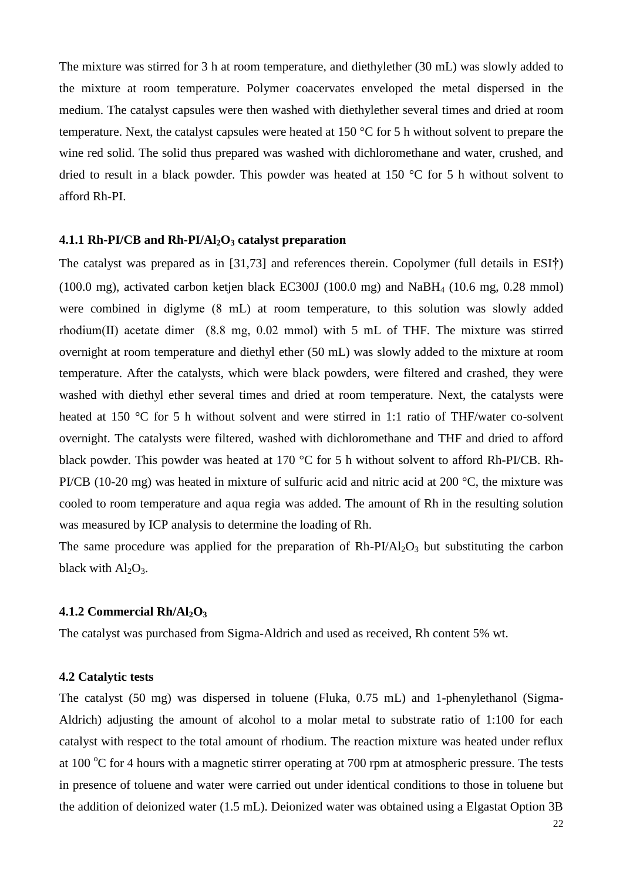The mixture was stirred for 3 h at room temperature, and diethylether (30 mL) was slowly added to the mixture at room temperature. Polymer coacervates enveloped the metal dispersed in the medium. The catalyst capsules were then washed with diethylether several times and dried at room temperature. Next, the catalyst capsules were heated at 150 °C for 5 h without solvent to prepare the wine red solid. The solid thus prepared was washed with dichloromethane and water, crushed, and dried to result in a black powder. This powder was heated at 150 °C for 5 h without solvent to afford Rh-PI.

### 4.1.1 Rh-PI/CB and Rh-PI/$Al_2O_3$ catalyst preparation

The catalyst was prepared as in [31,73] and references therein. Copolymer (full details in ESI†) (100.0 mg), activated carbon ketjen black EC300J (100.0 mg) and $NaBH_4$ (10.6 mg, 0.28 mmol) were combined in diglyme (8 mL) at room temperature, to this solution was slowly added rhodium(II) acetate dimer (8.8 mg, 0.02 mmol) with 5 mL of THF. The mixture was stirred overnight at room temperature and diethyl ether (50 mL) was slowly added to the mixture at room temperature. After the catalysts, which were black powders, were filtered and crashed, they were washed with diethyl ether several times and dried at room temperature. Next, the catalysts were heated at 150 °C for 5 h without solvent and were stirred in 1:1 ratio of THF/water co-solvent overnight. The catalysts were filtered, washed with dichloromethane and THF and dried to afford black powder. This powder was heated at 170 °C for 5 h without solvent to afford Rh-PI/CB. Rh-PI/CB (10-20 mg) was heated in mixture of sulfuric acid and nitric acid at 200 °C, the mixture was cooled to room temperature and aqua regia was added. The amount of Rh in the resulting solution was measured by ICP analysis to determine the loading of Rh.

The same procedure was applied for the preparation of Rh-PI/$Al_2O_3$ but substituting the carbon black with $Al_2O_3$.

### 4.1.2 Commercial Rh/$Al_2O_3$

The catalyst was purchased from Sigma-Aldrich and used as received, Rh content 5% wt.

### 4.2 Catalytic tests

The catalyst (50 mg) was dispersed in toluene (Fluka, 0.75 mL) and 1-phenylethanol (Sigma-Aldrich) adjusting the amount of alcohol to a molar metal to substrate ratio of 1:100 for each catalyst with respect to the total amount of rhodium. The reaction mixture was heated under reflux at 100 $^{o}$C for 4 hours with a magnetic stirrer operating at 700 rpm at atmospheric pressure. The tests in presence of toluene and water were carried out under identical conditions to those in toluene but the addition of deionized water (1.5 mL). Deionized water was obtained using a Elgastat Option 3B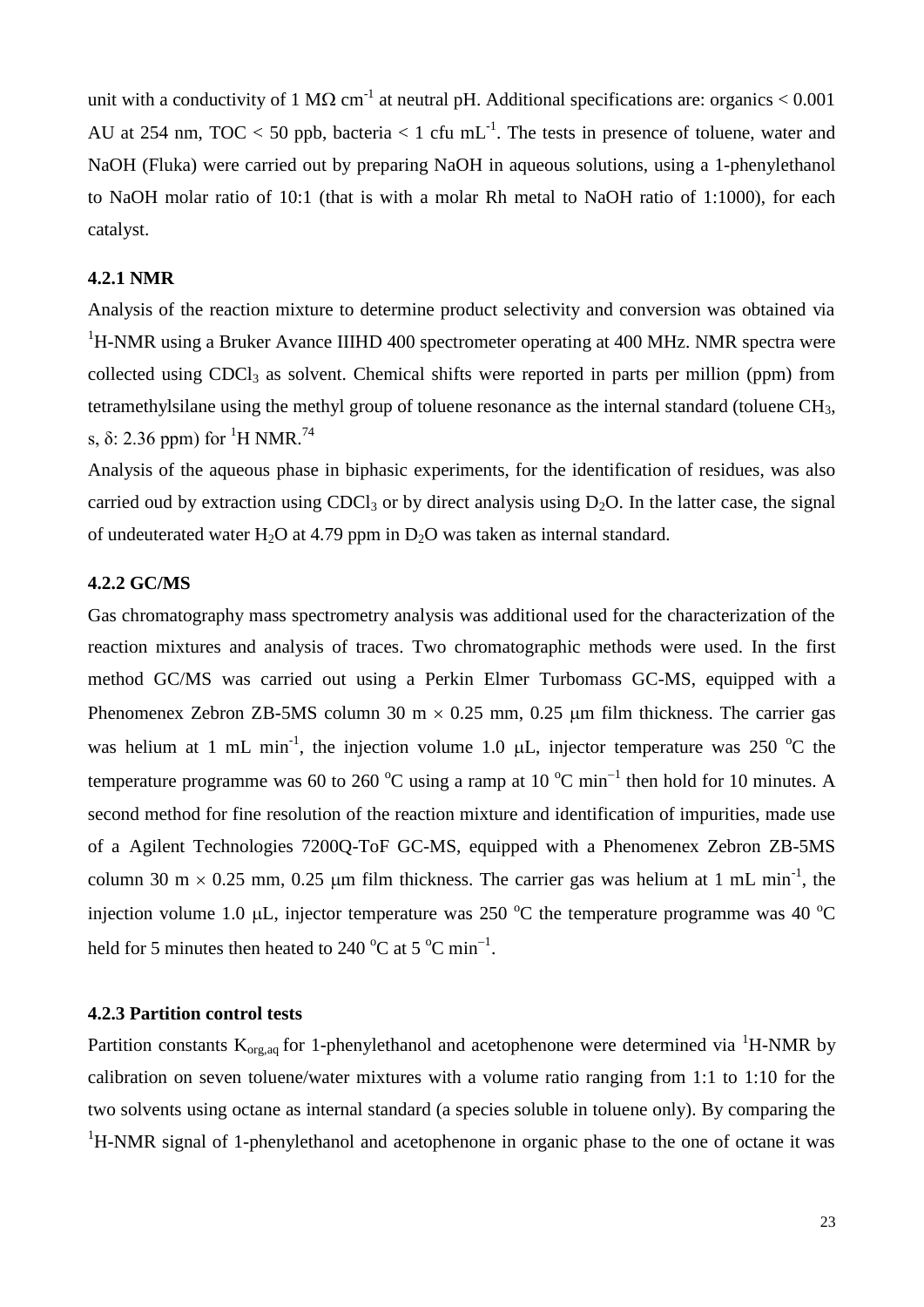unit with a conductivity of 1 MΩ $cm^{-1}$ at neutral pH. Additional specifications are: organics < 0.001 AU at 254 nm, TOC < 50 ppb, bacteria < 1 cfu $mL^{-1}$. The tests in presence of toluene, water and NaOH (Fluka) were carried out by preparing NaOH in aqueous solutions, using a 1-phenylethanol to NaOH molar ratio of 10:1 (that is with a molar Rh metal to NaOH ratio of 1:1000), for each catalyst.

### 4.2.1 NMR

Analysis of the reaction mixture to determine product selectivity and conversion was obtained via $^1$H-NMR using a Bruker Avance IIIHD 400 spectrometer operating at 400 MHz. NMR spectra were collected using $CDCl_3$ as solvent. Chemical shifts were reported in parts per million (ppm) from tetramethylsilane using the methyl group of toluene resonance as the internal standard (toluene $CH_3$, s, δ: 2.36 ppm) for $^1$H NMR.[74]

Analysis of the aqueous phase in biphasic experiments, for the identification of residues, was also carried oud by extraction using $CDCl_3$ or by direct analysis using $D_2O$. In the latter case, the signal of undeuterated water $H_2O$ at 4.79 ppm in $D_2O$ was taken as internal standard.

### 4.2.2 GC/MS

Gas chromatography mass spectrometry analysis was additional used for the characterization of the reaction mixtures and analysis of traces. Two chromatographic methods were used. In the first method GC/MS was carried out using a Perkin Elmer Turbomass GC-MS, equipped with a Phenomenex Zebron ZB-5MS column 30 m × 0.25 mm, 0.25 μm film thickness. The carrier gas was helium at 1 mL $min^{-1}$, the injection volume 1.0 μL, injector temperature was 250 °C the temperature programme was 60 to 260 °C using a ramp at 10 °C $min^{-1}$ then hold for 10 minutes. A second method for fine resolution of the reaction mixture and identification of impurities, made use of a Agilent Technologies 7200Q-ToF GC-MS, equipped with a Phenomenex Zebron ZB-5MS column 30 m × 0.25 mm, 0.25 μm film thickness. The carrier gas was helium at 1 mL $min^{-1}$, the injection volume 1.0 μL, injector temperature was 250 °C the temperature programme was 40 °C held for 5 minutes then heated to 240 °C at 5 °C $min^{-1}$.

### 4.2.3 Partition control tests

Partition constants $K_{org,aq}$ for 1-phenylethanol and acetophenone were determined via $^1$H-NMR by calibration on seven toluene/water mixtures with a volume ratio ranging from 1:1 to 1:10 for the two solvents using octane as internal standard (a species soluble in toluene only). By comparing the $^1$H-NMR signal of 1-phenylethanol and acetophenone in organic phase to the one of octane it was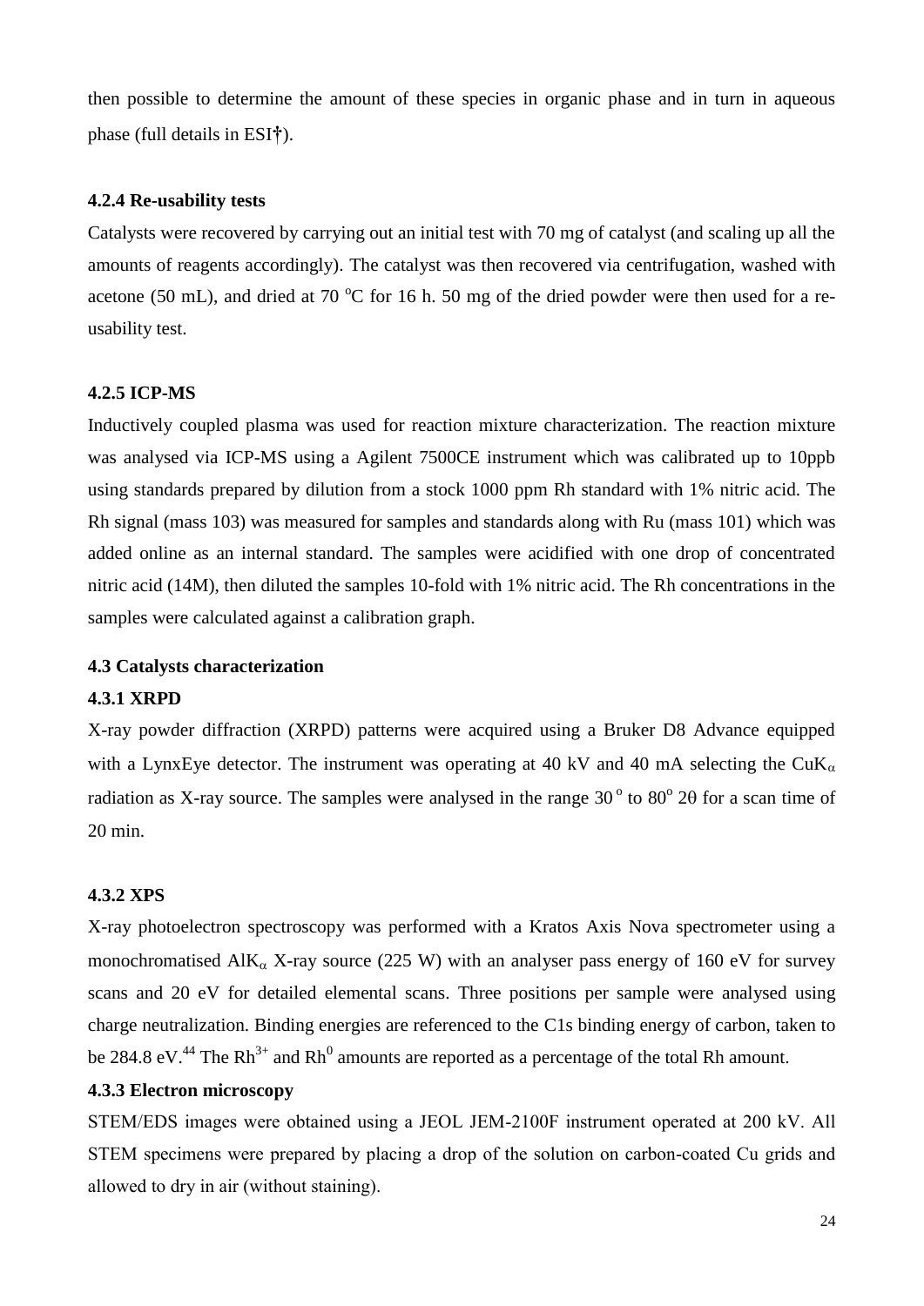then possible to determine the amount of these species in organic phase and in turn in aqueous phase (full details in ESI†).

#### 4.2.4 Re-usability tests

Catalysts were recovered by carrying out an initial test with 70 mg of catalyst (and scaling up all the amounts of reagents accordingly). The catalyst was then recovered via centrifugation, washed with acetone (50 mL), and dried at 70 $^oC$ for 16 h. 50 mg of the dried powder were then used for a re-usability test.

#### 4.2.5 ICP-MS

Inductively coupled plasma was used for reaction mixture characterization. The reaction mixture was analysed via ICP-MS using a Agilent 7500CE instrument which was calibrated up to 10ppb using standards prepared by dilution from a stock 1000 ppm Rh standard with 1% nitric acid. The Rh signal (mass 103) was measured for samples and standards along with Ru (mass 101) which was added online as an internal standard. The samples were acidified with one drop of concentrated nitric acid (14M), then diluted the samples 10-fold with 1% nitric acid. The Rh concentrations in the samples were calculated against a calibration graph.

### 4.3 Catalysts characterization

#### 4.3.1 XRPD

X-ray powder diffraction (XRPD) patterns were acquired using a Bruker D8 Advance equipped with a LynxEye detector. The instrument was operating at 40 kV and 40 mA selecting the $CuK_\alpha$ radiation as X-ray source. The samples were analysed in the range $30^o$ to $80^o$ $2\theta$ for a scan time of 20 min.

#### 4.3.2 XPS

X-ray photoelectron spectroscopy was performed with a Kratos Axis Nova spectrometer using a monochromatised $AlK_\alpha$ X-ray source (225 W) with an analyser pass energy of 160 eV for survey scans and 20 eV for detailed elemental scans. Three positions per sample were analysed using charge neutralization. Binding energies are referenced to the C1s binding energy of carbon, taken to be 284.8 eV.[44] The $Rh^{3+}$ and $Rh^0$ amounts are reported as a percentage of the total Rh amount.

#### 4.3.3 Electron microscopy

STEM/EDS images were obtained using a JEOL JEM-2100F instrument operated at 200 kV. All STEM specimens were prepared by placing a drop of the solution on carbon-coated Cu grids and allowed to dry in air (without staining).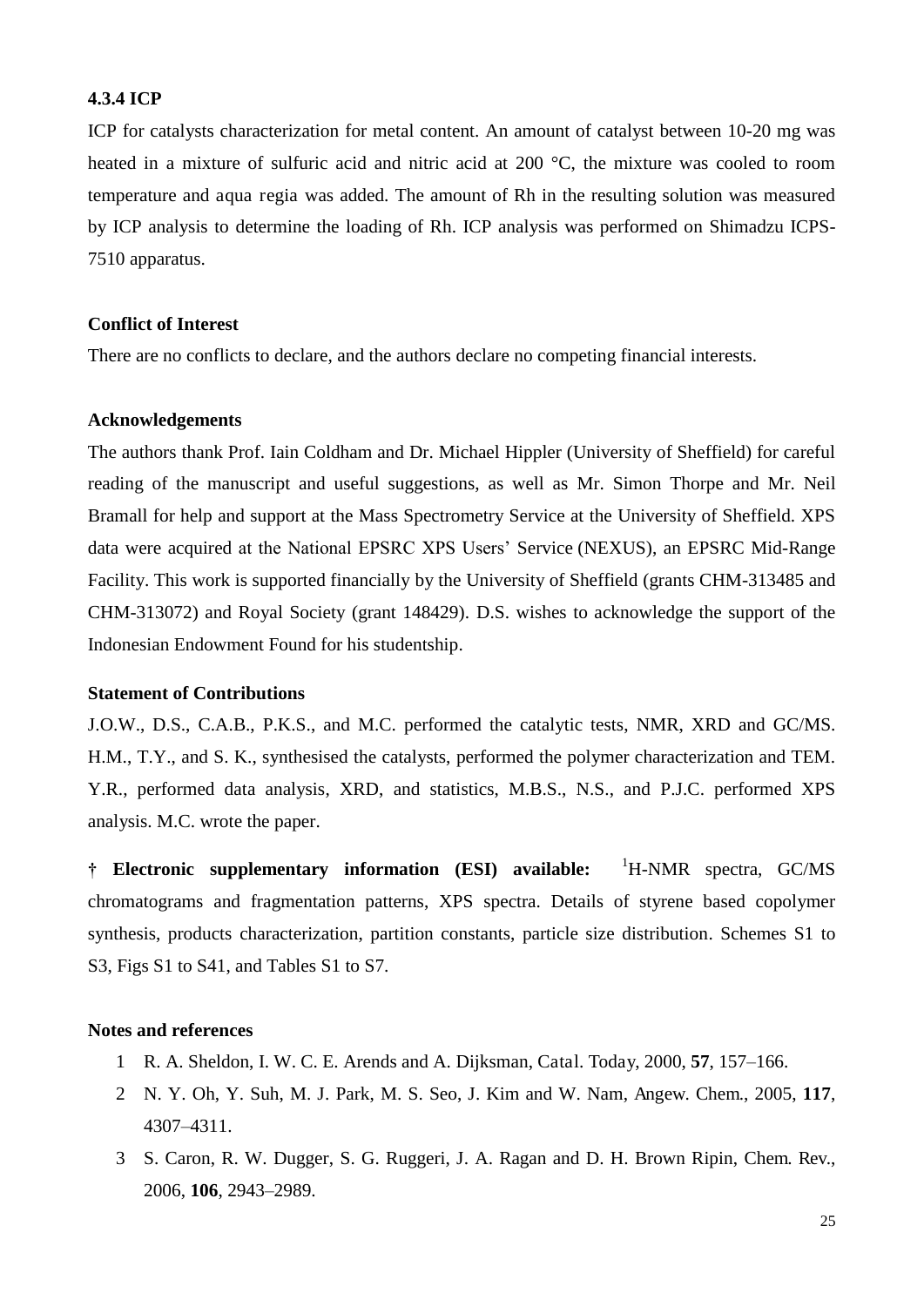#### 4.3.4 ICP

ICP for catalysts characterization for metal content. An amount of catalyst between 10-20 mg was heated in a mixture of sulfuric acid and nitric acid at 200 °C, the mixture was cooled to room temperature and aqua regia was added. The amount of Rh in the resulting solution was measured by ICP analysis to determine the loading of Rh. ICP analysis was performed on Shimadzu ICPS-7510 apparatus.

### Conflict of Interest

There are no conflicts to declare, and the authors declare no competing financial interests.

### Acknowledgements

The authors thank Prof. Iain Coldham and Dr. Michael Hippler (University of Sheffield) for careful reading of the manuscript and useful suggestions, as well as Mr. Simon Thorpe and Mr. Neil Bramall for help and support at the Mass Spectrometry Service at the University of Sheffield. XPS data were acquired at the National EPSRC XPS Users' Service (NEXUS), an EPSRC Mid-Range Facility. This work is supported financially by the University of Sheffield (grants CHM-313485 and CHM-313072) and Royal Society (grant 148429). D.S. wishes to acknowledge the support of the Indonesian Endowment Found for his studentship.

### Statement of Contributions

J.O.W., D.S., C.A.B., P.K.S., and M.C. performed the catalytic tests, NMR, XRD and GC/MS. H.M., T.Y., and S. K., synthesised the catalysts, performed the polymer characterization and TEM. Y.R., performed data analysis, XRD, and statistics, M.B.S., N.S., and P.J.C. performed XPS analysis. M.C. wrote the paper.

**† Electronic supplementary information (ESI) available:** $^{1}$H-NMR spectra, GC/MS chromatograms and fragmentation patterns, XPS spectra. Details of styrene based copolymer synthesis, products characterization, partition constants, particle size distribution. Schemes S1 to S3, Figs S1 to S41, and Tables S1 to S7.

### Notes and references

1. R. A. Sheldon, I. W. C. E. Arends and A. Dijksman, Catal. Today, 2000, **57**, 157–166.
2. N. Y. Oh, Y. Suh, M. J. Park, M. S. Seo, J. Kim and W. Nam, Angew. Chem., 2005, **117**, 4307–4311.
3. S. Caron, R. W. Dugger, S. G. Ruggeri, J. A. Ragan and D. H. Brown Ripin, Chem. Rev., 2006, **106**, 2943–2989.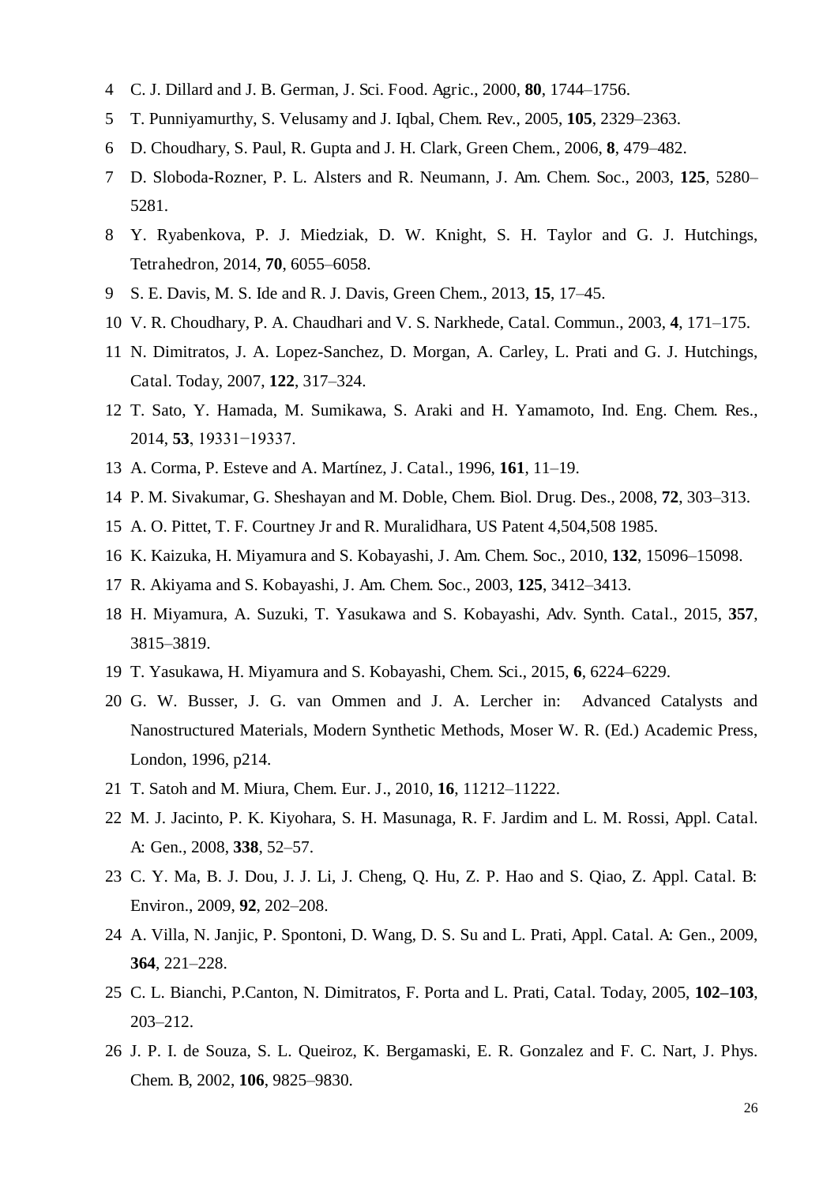4 C. J. Dillard and J. B. German, J. Sci. Food. Agric., 2000, **80**, 1744–1756.

5 T. Punniyamurthy, S. Velusamy and J. Iqbal, Chem. Rev., 2005, **105**, 2329–2363.

6 D. Choudhary, S. Paul, R. Gupta and J. H. Clark, Green Chem., 2006, **8**, 479–482.

7 D. Sloboda-Rozner, P. L. Alsters and R. Neumann, J. Am. Chem. Soc., 2003, **125**, 5280–5281.

8 Y. Ryabenkova, P. J. Miedziak, D. W. Knight, S. H. Taylor and G. J. Hutchings, Tetrahedron, 2014, **70**, 6055–6058.

9 S. E. Davis, M. S. Ide and R. J. Davis, Green Chem., 2013, **15**, 17–45.

10 V. R. Choudhary, P. A. Chaudhari and V. S. Narkhede, Catal. Commun., 2003, **4**, 171–175.

11 N. Dimitratos, J. A. Lopez-Sanchez, D. Morgan, A. Carley, L. Prati and G. J. Hutchings, Catal. Today, 2007, **122**, 317–324.

12 T. Sato, Y. Hamada, M. Sumikawa, S. Araki and H. Yamamoto, Ind. Eng. Chem. Res., 2014, **53**, 19331−19337.

13 A. Corma, P. Esteve and A. Martínez, J. Catal., 1996, **161**, 11–19.

14 P. M. Sivakumar, G. Sheshayan and M. Doble, Chem. Biol. Drug. Des., 2008, **72**, 303–313.

15 A. O. Pittet, T. F. Courtney Jr and R. Muralidhara, US Patent 4,504,508 1985.

16 K. Kaizuka, H. Miyamura and S. Kobayashi, J. Am. Chem. Soc., 2010, **132**, 15096–15098.

17 R. Akiyama and S. Kobayashi, J. Am. Chem. Soc., 2003, **125**, 3412–3413.

18 H. Miyamura, A. Suzuki, T. Yasukawa and S. Kobayashi, Adv. Synth. Catal., 2015, **357**, 3815–3819.

19 T. Yasukawa, H. Miyamura and S. Kobayashi, Chem. Sci., 2015, **6**, 6224–6229.

20 G. W. Busser, J. G. van Ommen and J. A. Lercher in: Advanced Catalysts and Nanostructured Materials, Modern Synthetic Methods, Moser W. R. (Ed.) Academic Press, London, 1996, p214.

21 T. Satoh and M. Miura, Chem. Eur. J., 2010, **16**, 11212–11222.

22 M. J. Jacinto, P. K. Kiyohara, S. H. Masunaga, R. F. Jardim and L. M. Rossi, Appl. Catal. A: Gen., 2008, **338**, 52–57.

23 C. Y. Ma, B. J. Dou, J. J. Li, J. Cheng, Q. Hu, Z. P. Hao and S. Qiao, Z. Appl. Catal. B: Environ., 2009, **92**, 202–208.

24 A. Villa, N. Janjic, P. Spontoni, D. Wang, D. S. Su and L. Prati, Appl. Catal. A: Gen., 2009, **364**, 221–228.

25 C. L. Bianchi, P.Canton, N. Dimitratos, F. Porta and L. Prati, Catal. Today, 2005, **102–103**, 203–212.

26 J. P. I. de Souza, S. L. Queiroz, K. Bergamaski, E. R. Gonzalez and F. C. Nart, J. Phys. Chem. B, 2002, **106**, 9825–9830.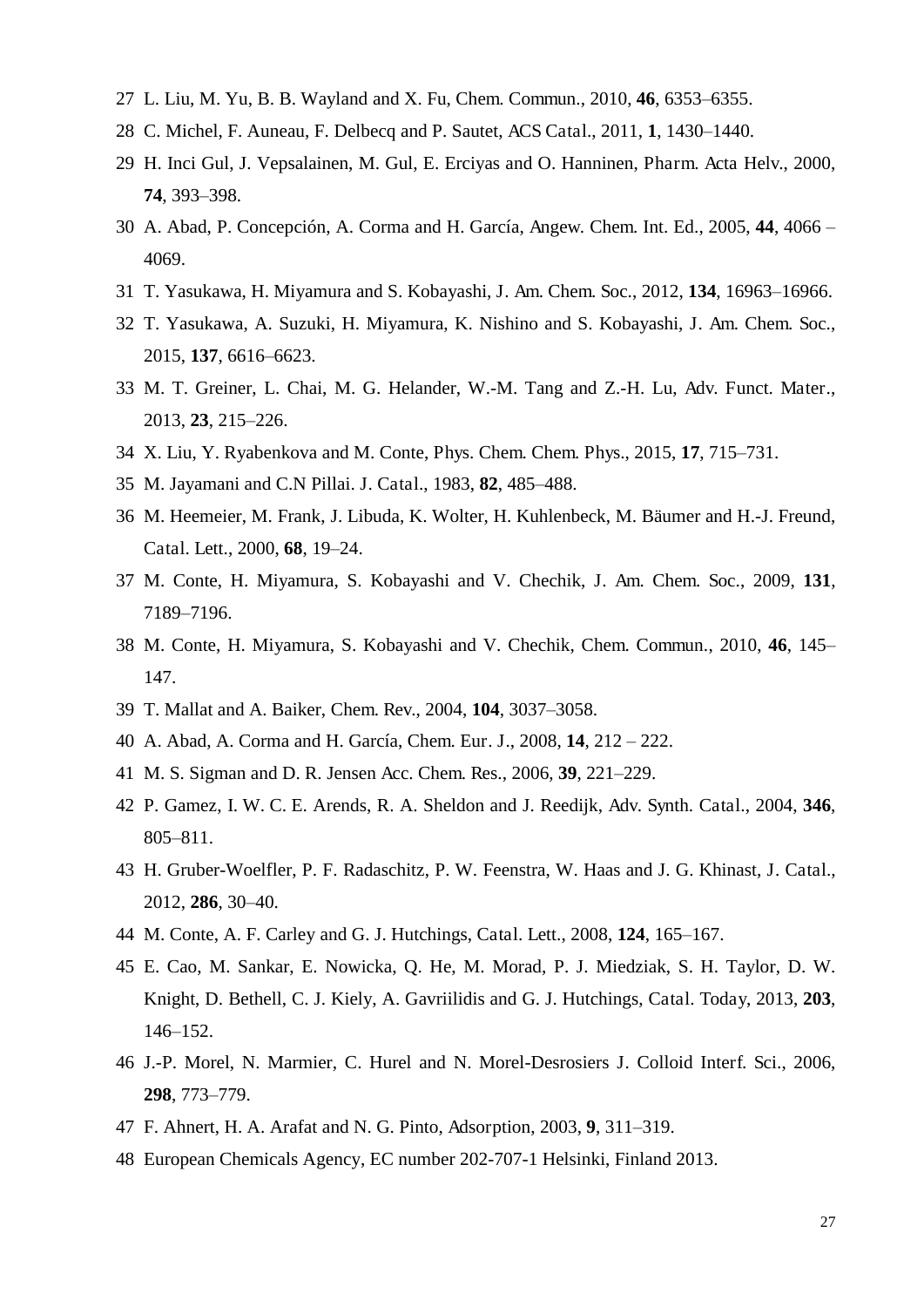27 L. Liu, M. Yu, B. B. Wayland and X. Fu, Chem. Commun., 2010, **46**, 6353–6355.

28 C. Michel, F. Auneau, F. Delbecq and P. Sautet, ACS Catal., 2011, **1**, 1430–1440.

29 H. Inci Gul, J. Vepsalainen, M. Gul, E. Erciyas and O. Hanninen, Pharm. Acta Helv., 2000, **74**, 393–398.

30 A. Abad, P. Concepción, A. Corma and H. García, Angew. Chem. Int. Ed., 2005, **44**, 4066 – 4069.

31 T. Yasukawa, H. Miyamura and S. Kobayashi, J. Am. Chem. Soc., 2012, **134**, 16963–16966.

32 T. Yasukawa, A. Suzuki, H. Miyamura, K. Nishino and S. Kobayashi, J. Am. Chem. Soc., 2015, **137**, 6616–6623.

33 M. T. Greiner, L. Chai, M. G. Helander, W.-M. Tang and Z.-H. Lu, Adv. Funct. Mater., 2013, **23**, 215–226.

34 X. Liu, Y. Ryabenkova and M. Conte, Phys. Chem. Chem. Phys., 2015, **17**, 715–731.

35 M. Jayamani and C.N Pillai. J. Catal., 1983, **82**, 485–488.

36 M. Heemeier, M. Frank, J. Libuda, K. Wolter, H. Kuhlenbeck, M. Bäumer and H.-J. Freund, Catal. Lett., 2000, **68**, 19–24.

37 M. Conte, H. Miyamura, S. Kobayashi and V. Chechik, J. Am. Chem. Soc., 2009, **131**, 7189–7196.

38 M. Conte, H. Miyamura, S. Kobayashi and V. Chechik, Chem. Commun., 2010, **46**, 145–147.

39 T. Mallat and A. Baiker, Chem. Rev., 2004, **104**, 3037–3058.

40 A. Abad, A. Corma and H. García, Chem. Eur. J., 2008, **14**, 212 – 222.

41 M. S. Sigman and D. R. Jensen Acc. Chem. Res., 2006, **39**, 221–229.

42 P. Gamez, I. W. C. E. Arends, R. A. Sheldon and J. Reedijk, Adv. Synth. Catal., 2004, **346**, 805–811.

43 H. Gruber-Woelfler, P. F. Radaschitz, P. W. Feenstra, W. Haas and J. G. Khinast, J. Catal., 2012, **286**, 30–40.

44 M. Conte, A. F. Carley and G. J. Hutchings, Catal. Lett., 2008, **124**, 165–167.

45 E. Cao, M. Sankar, E. Nowicka, Q. He, M. Morad, P. J. Miedziak, S. H. Taylor, D. W. Knight, D. Bethell, C. J. Kiely, A. Gavriilidis and G. J. Hutchings, Catal. Today, 2013, **203**, 146–152.

46 J.-P. Morel, N. Marmier, C. Hurel and N. Morel-Desrosiers J. Colloid Interf. Sci., 2006, **298**, 773–779.

47 F. Ahnert, H. A. Arafat and N. G. Pinto, Adsorption, 2003, **9**, 311–319.

48 European Chemicals Agency, EC number 202-707-1 Helsinki, Finland 2013.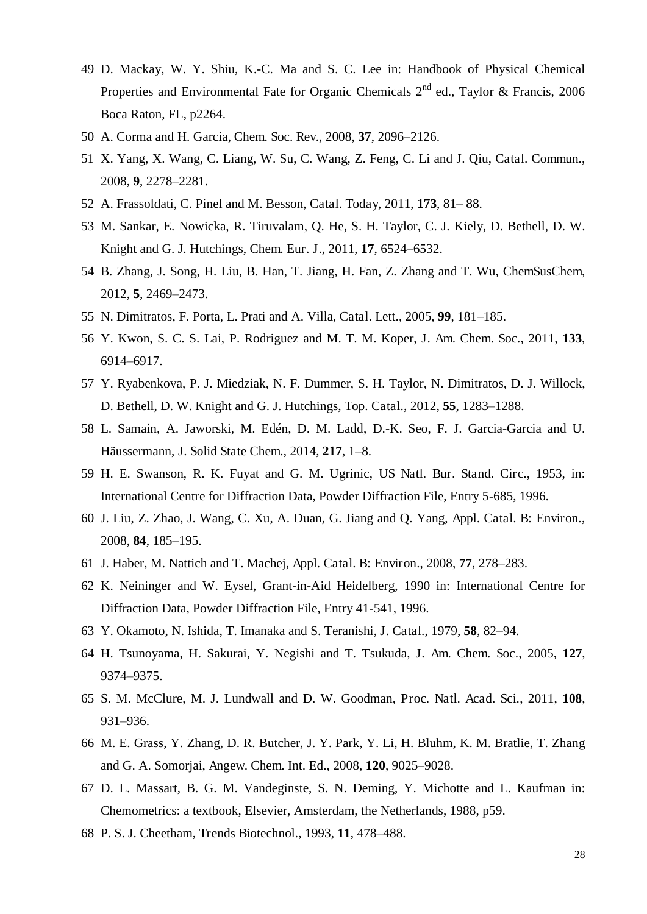49 D. Mackay, W. Y. Shiu, K.-C. Ma and S. C. Lee in: Handbook of Physical Chemical Properties and Environmental Fate for Organic Chemicals 2nd ed., Taylor & Francis, 2006 Boca Raton, FL, p2264.

50 A. Corma and H. Garcia, Chem. Soc. Rev., 2008, **37**, 2096–2126.

51 X. Yang, X. Wang, C. Liang, W. Su, C. Wang, Z. Feng, C. Li and J. Qiu, Catal. Commun., 2008, **9**, 2278–2281.

52 A. Frassoldati, C. Pinel and M. Besson, Catal. Today, 2011, **173**, 81– 88.

53 M. Sankar, E. Nowicka, R. Tiruvalam, Q. He, S. H. Taylor, C. J. Kiely, D. Bethell, D. W. Knight and G. J. Hutchings, Chem. Eur. J., 2011, **17**, 6524–6532.

54 B. Zhang, J. Song, H. Liu, B. Han, T. Jiang, H. Fan, Z. Zhang and T. Wu, ChemSusChem, 2012, **5**, 2469–2473.

55 N. Dimitratos, F. Porta, L. Prati and A. Villa, Catal. Lett., 2005, **99**, 181–185.

56 Y. Kwon, S. C. S. Lai, P. Rodriguez and M. T. M. Koper, J. Am. Chem. Soc., 2011, **133**, 6914–6917.

57 Y. Ryabenkova, P. J. Miedziak, N. F. Dummer, S. H. Taylor, N. Dimitratos, D. J. Willock, D. Bethell, D. W. Knight and G. J. Hutchings, Top. Catal., 2012, **55**, 1283–1288.

58 L. Samain, A. Jaworski, M. Edén, D. M. Ladd, D.-K. Seo, F. J. Garcia-Garcia and U. Häussermann, J. Solid State Chem., 2014, **217**, 1–8.

59 H. E. Swanson, R. K. Fuyat and G. M. Ugrinic, US Natl. Bur. Stand. Circ., 1953, in: International Centre for Diffraction Data, Powder Diffraction File, Entry 5-685, 1996.

60 J. Liu, Z. Zhao, J. Wang, C. Xu, A. Duan, G. Jiang and Q. Yang, Appl. Catal. B: Environ., 2008, **84**, 185–195.

61 J. Haber, M. Nattich and T. Machej, Appl. Catal. B: Environ., 2008, **77**, 278–283.

62 K. Neininger and W. Eysel, Grant-in-Aid Heidelberg, 1990 in: International Centre for Diffraction Data, Powder Diffraction File, Entry 41-541, 1996.

63 Y. Okamoto, N. Ishida, T. Imanaka and S. Teranishi, J. Catal., 1979, **58**, 82–94.

64 H. Tsunoyama, H. Sakurai, Y. Negishi and T. Tsukuda, J. Am. Chem. Soc., 2005, **127**, 9374–9375.

65 S. M. McClure, M. J. Lundwall and D. W. Goodman, Proc. Natl. Acad. Sci., 2011, **108**, 931–936.

66 M. E. Grass, Y. Zhang, D. R. Butcher, J. Y. Park, Y. Li, H. Bluhm, K. M. Bratlie, T. Zhang and G. A. Somorjai, Angew. Chem. Int. Ed., 2008, **120**, 9025–9028.

67 D. L. Massart, B. G. M. Vandeginste, S. N. Deming, Y. Michotte and L. Kaufman in: Chemometrics: a textbook, Elsevier, Amsterdam, the Netherlands, 1988, p59.

68 P. S. J. Cheetham, Trends Biotechnol., 1993, **11**, 478–488.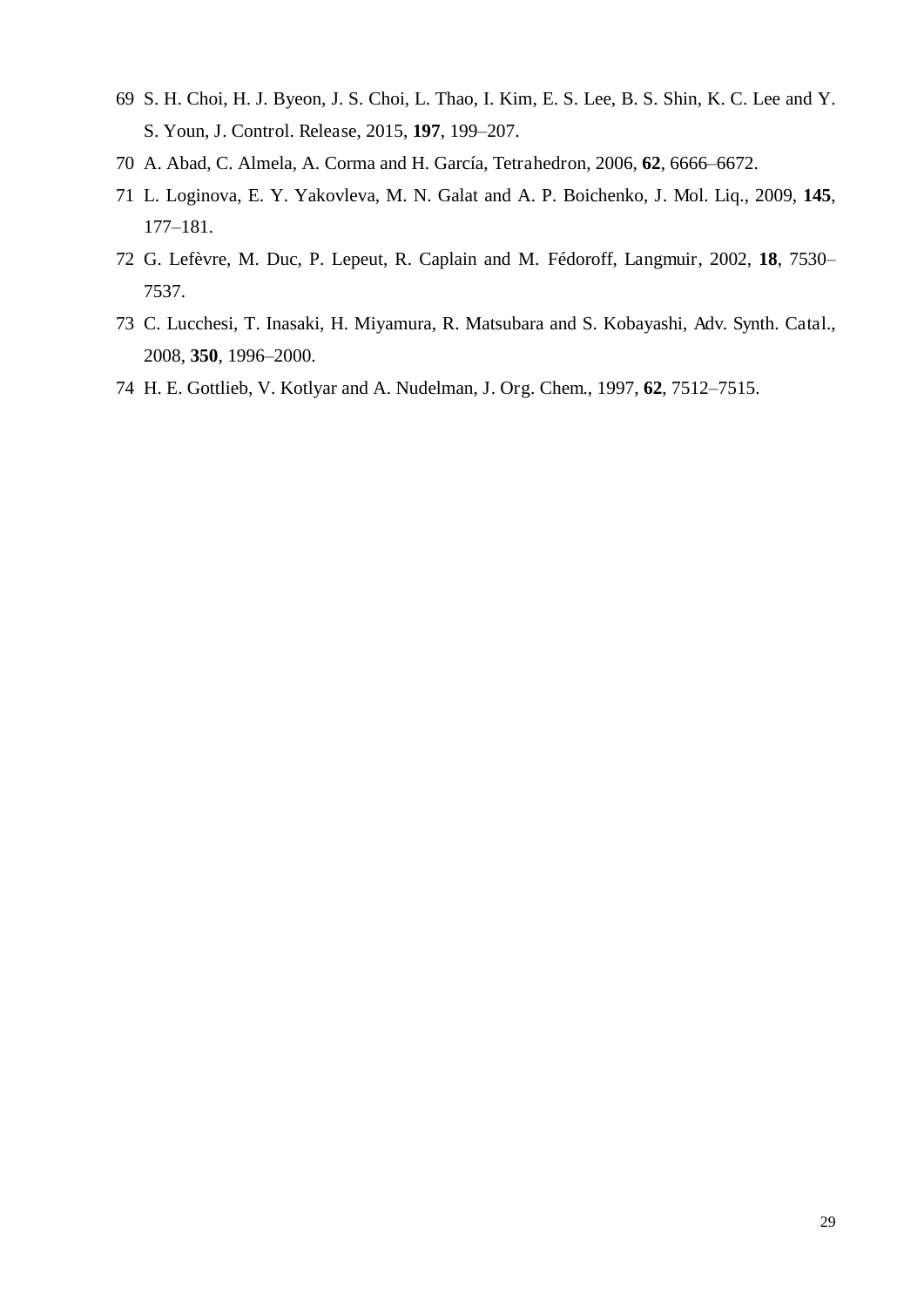69 S. H. Choi, H. J. Byeon, J. S. Choi, L. Thao, I. Kim, E. S. Lee, B. S. Shin, K. C. Lee and Y. S. Youn, J. Control. Release, 2015, **197**, 199–207.

70 A. Abad, C. Almela, A. Corma and H. García, Tetrahedron, 2006, **62**, 6666–6672.

71 L. Loginova, E. Y. Yakovleva, M. N. Galat and A. P. Boichenko, J. Mol. Liq., 2009, **145**, 177–181.

72 G. Lefèvre, M. Duc, P. Lepeut, R. Caplain and M. Fédoroff, Langmuir, 2002, **18**, 7530–7537.

73 C. Lucchesi, T. Inasaki, H. Miyamura, R. Matsubara and S. Kobayashi, Adv. Synth. Catal., 2008, **350**, 1996–2000.

74 H. E. Gottlieb, V. Kotlyar and A. Nudelman, J. Org. Chem., 1997, **62**, 7512–7515.